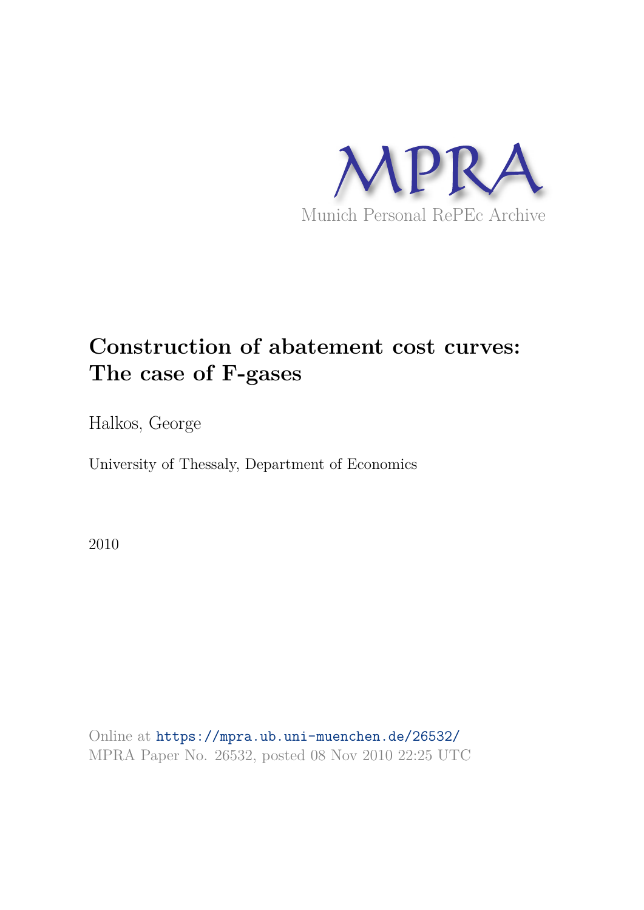MPRA

Munich Personal RePEc Archive

# Construction of abatement cost curves: The case of F-gases

Halkos, George

University of Thessaly, Department of Economics

2010

Online at https://mpra.ub.uni-muenchen.de/26532/
MPRA Paper No. 26532, posted 08 Nov 2010 22:25 UTC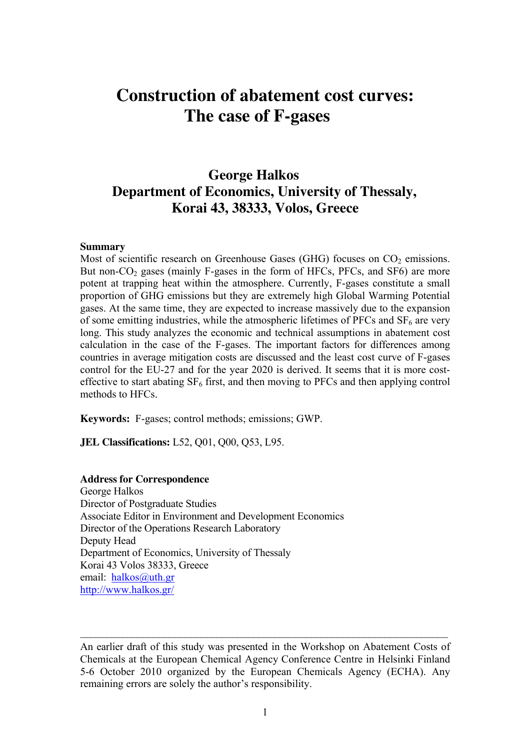# Construction of abatement cost curves: The case of F-gases

## George Halkos
## Department of Economics, University of Thessaly, Korai 43, 38333, Volos, Greece

**Summary**

Most of scientific research on Greenhouse Gases (GHG) focuses on $CO_2$ emissions. But non-$CO_2$ gases (mainly F-gases in the form of HFCs, PFCs, and SF6) are more potent at trapping heat within the atmosphere. Currently, F-gases constitute a small proportion of GHG emissions but they are extremely high Global Warming Potential gases. At the same time, they are expected to increase massively due to the expansion of some emitting industries, while the atmospheric lifetimes of PFCs and $SF_6$ are very long. This study analyzes the economic and technical assumptions in abatement cost calculation in the case of the F-gases. The important factors for differences among countries in average mitigation costs are discussed and the least cost curve of F-gases control for the EU-27 and for the year 2020 is derived. It seems that it is more cost-effective to start abating $SF_6$ first, and then moving to PFCs and then applying control methods to HFCs.

**Keywords:** F-gases; control methods; emissions; GWP.

**JEL Classifications:** L52, Q01, Q00, Q53, L95.

**Address for Correspondence**

George Halkos
Director of Postgraduate Studies
Associate Editor in Environment and Development Economics
Director of the Operations Research Laboratory
Deputy Head
Department of Economics, University of Thessaly
Korai 43 Volos 38333, Greece
email: halkos@uth.gr
http://www.halkos.gr/

---

An earlier draft of this study was presented in the Workshop on Abatement Costs of Chemicals at the European Chemical Agency Conference Centre in Helsinki Finland 5-6 October 2010 organized by the European Chemicals Agency (ECHA). Any remaining errors are solely the author's responsibility.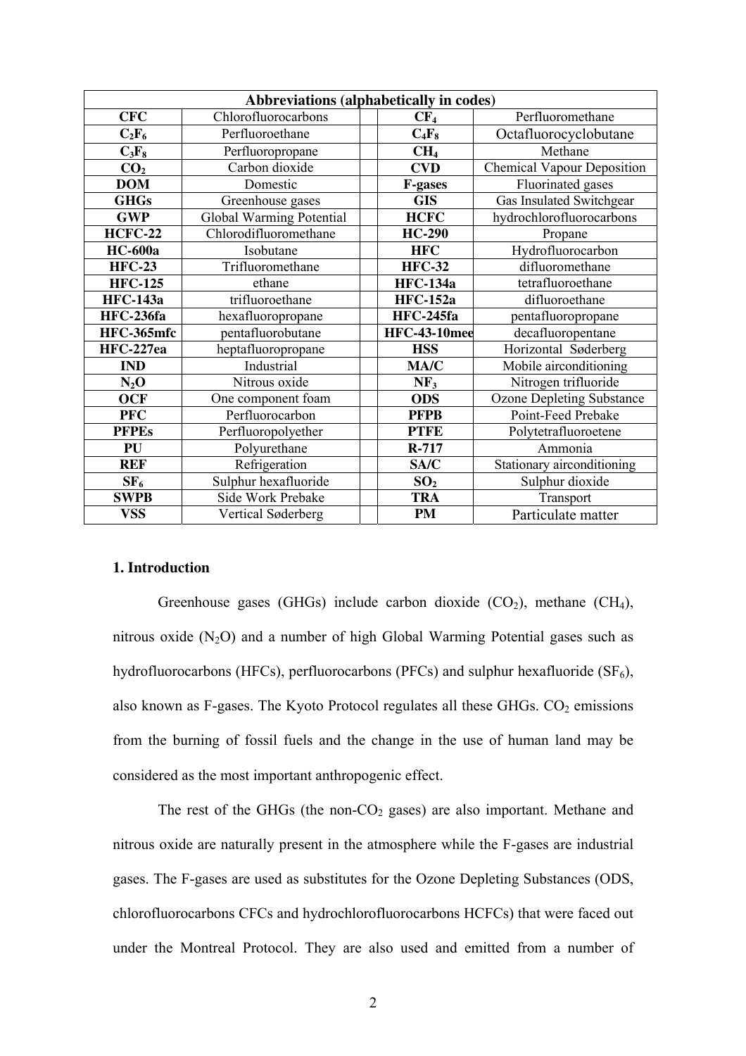| Abbreviations (alphabetically in codes) | | | | |
|---|---|---|---|---|
| **CFC** | Chlorofluorocarbons | | **$CF_4$** | Perfluoromethane |
| **$C_2F_6$** | Perfluoroethane | | **$C_4F_8$** | Octafluorocyclobutane |
| **$C_3F_8$** | Perfluoropropane | | **$CH_4$** | Methane |
| **$CO_2$** | Carbon dioxide | | **CVD** | Chemical Vapour Deposition |
| **DOM** | Domestic | | **F-gases** | Fluorinated gases |
| **GHGs** | Greenhouse gases | | **GIS** | Gas Insulated Switchgear |
| **GWP** | Global Warming Potential | | **HCFC** | hydrochlorofluorocarbons |
| **HCFC-22** | Chlorodifluoromethane | | **HC-290** | Propane |
| **HC-600a** | Isobutane | | **HFC** | Hydrofluorocarbon |
| **HFC-23** | Trifluoromethane | | **HFC-32** | difluoromethane |
| **HFC-125** | ethane | | **HFC-134a** | tetrafluoroethane |
| **HFC-143a** | trifluoroethane | | **HFC-152a** | difluoroethane |
| **HFC-236fa** | hexafluoropropane | | **HFC-245fa** | pentafluoropropane |
| **HFC-365mfc** | pentafluorobutane | | **HFC-43-10mee** | decafluoropentane |
| **HFC-227ea** | heptafluoropropane | | **HSS** | Horizontal Søderberg |
| **IND** | Industrial | | **MA/C** | Mobile airconditioning |
| **$N_2O$** | Nitrous oxide | | **$NF_3$** | Nitrogen trifluoride |
| **OCF** | One component foam | | **ODS** | Ozone Depleting Substance |
| **PFC** | Perfluorocarbon | | **PFPB** | Point-Feed Prebake |
| **PFPEs** | Perfluoropolyether | | **PTFE** | Polytetrafluoroetene |
| **PU** | Polyurethane | | **R-717** | Ammonia |
| **REF** | Refrigeration | | **SA/C** | Stationary airconditioning |
| **$SF_6$** | Sulphur hexafluoride | | **$SO_2$** | Sulphur dioxide |
| **SWPB** | Side Work Prebake | | **TRA** | Transport |
| **VSS** | Vertical Søderberg | | **PM** | Particulate matter |

## 1. Introduction

Greenhouse gases (GHGs) include carbon dioxide ($CO_2$), methane ($CH_4$), nitrous oxide ($N_2O$) and a number of high Global Warming Potential gases such as hydrofluorocarbons (HFCs), perfluorocarbons (PFCs) and sulphur hexafluoride ($SF_6$), also known as F-gases. The Kyoto Protocol regulates all these GHGs. $CO_2$ emissions from the burning of fossil fuels and the change in the use of human land may be considered as the most important anthropogenic effect.

The rest of the GHGs (the non-$CO_2$ gases) are also important. Methane and nitrous oxide are naturally present in the atmosphere while the F-gases are industrial gases. The F-gases are used as substitutes for the Ozone Depleting Substances (ODS, chlorofluorocarbons CFCs and hydrochlorofluorocarbons HCFCs) that were faced out under the Montreal Protocol. They are also used and emitted from a number of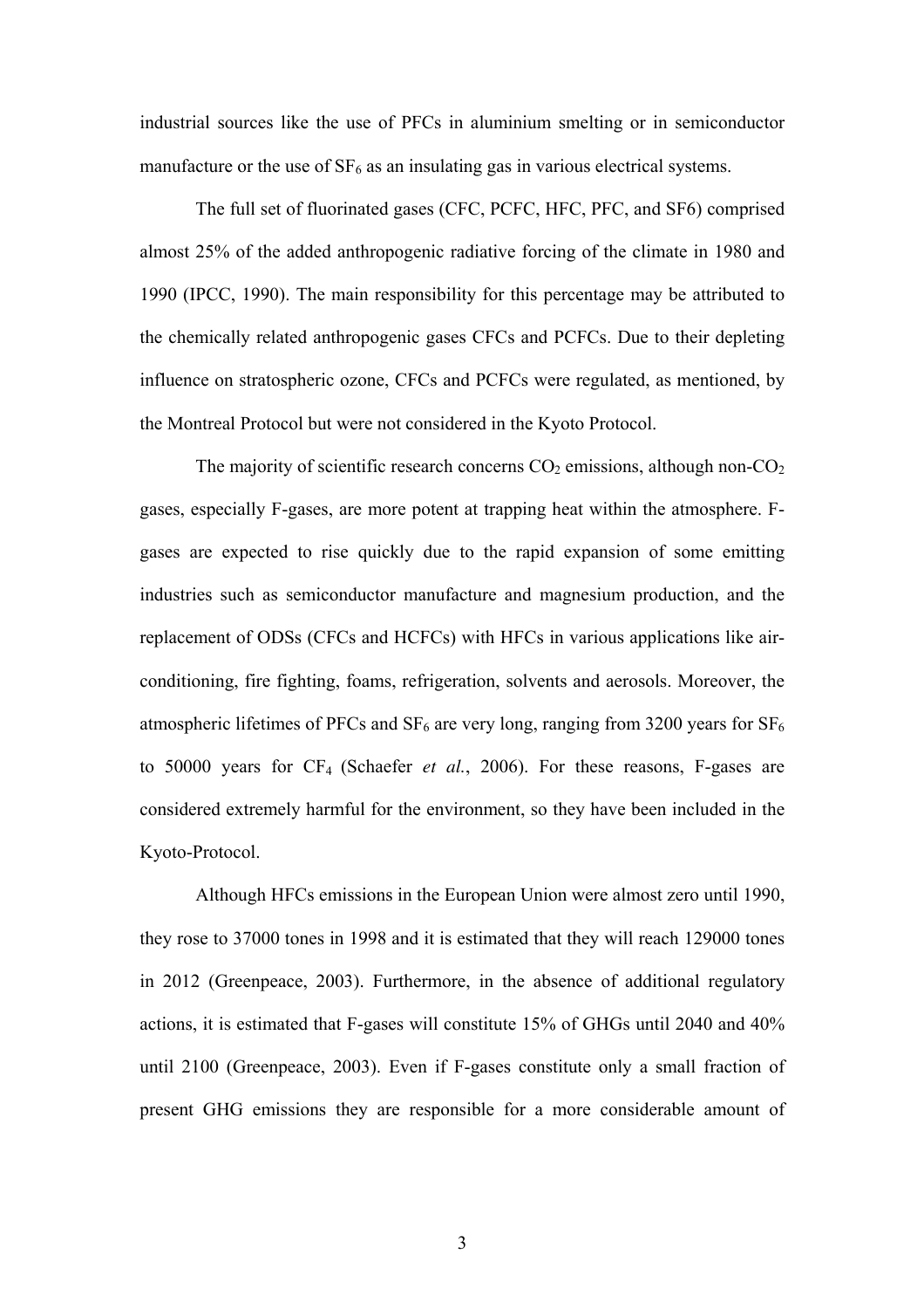industrial sources like the use of PFCs in aluminium smelting or in semiconductor manufacture or the use of $SF_6$ as an insulating gas in various electrical systems.

The full set of fluorinated gases (CFC, PCFC, HFC, PFC, and SF6) comprised almost 25% of the added anthropogenic radiative forcing of the climate in 1980 and 1990 (IPCC, 1990). The main responsibility for this percentage may be attributed to the chemically related anthropogenic gases CFCs and PCFCs. Due to their depleting influence on stratospheric ozone, CFCs and PCFCs were regulated, as mentioned, by the Montreal Protocol but were not considered in the Kyoto Protocol.

The majority of scientific research concerns $CO_2$ emissions, although non-$CO_2$ gases, especially F-gases, are more potent at trapping heat within the atmosphere. F-gases are expected to rise quickly due to the rapid expansion of some emitting industries such as semiconductor manufacture and magnesium production, and the replacement of ODSs (CFCs and HCFCs) with HFCs in various applications like air-conditioning, fire fighting, foams, refrigeration, solvents and aerosols. Moreover, the atmospheric lifetimes of PFCs and $SF_6$ are very long, ranging from 3200 years for $SF_6$ to 50000 years for $CF_4$ (Schaefer *et al.*, 2006). For these reasons, F-gases are considered extremely harmful for the environment, so they have been included in the Kyoto-Protocol.

Although HFCs emissions in the European Union were almost zero until 1990, they rose to 37000 tones in 1998 and it is estimated that they will reach 129000 tones in 2012 (Greenpeace, 2003). Furthermore, in the absence of additional regulatory actions, it is estimated that F-gases will constitute 15% of GHGs until 2040 and 40% until 2100 (Greenpeace, 2003). Even if F-gases constitute only a small fraction of present GHG emissions they are responsible for a more considerable amount of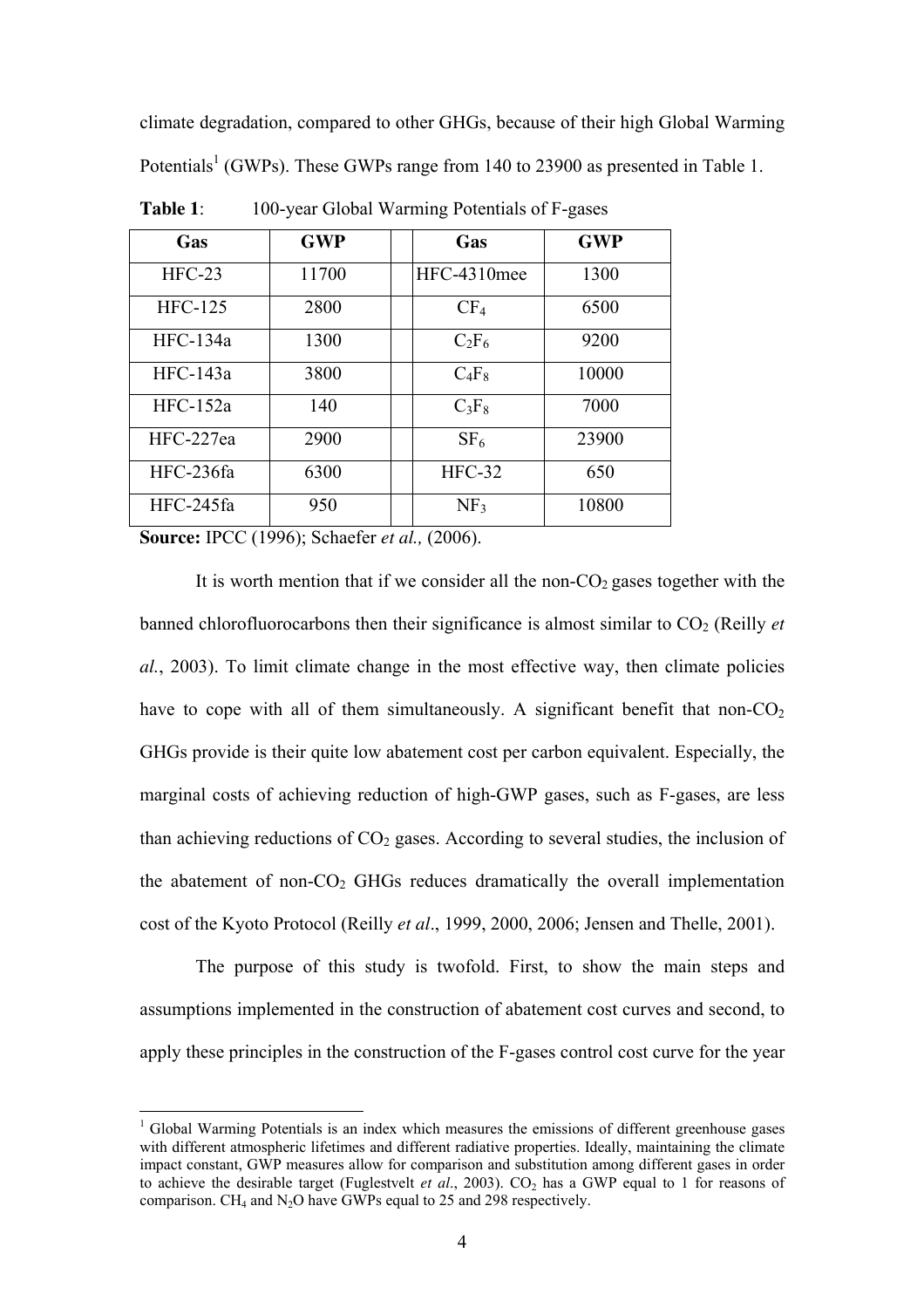climate degradation, compared to other GHGs, because of their high Global Warming Potentials[1] (GWPs). These GWPs range from 140 to 23900 as presented in Table 1.

**Table 1**: 100-year Global Warming Potentials of F-gases

| Gas | GWP | | Gas | GWP |
|---|---|---|---|---|
| HFC-23 | 11700 | | HFC-4310mee | 1300 |
| HFC-125 | 2800 | | $CF_4$ | 6500 |
| HFC-134a | 1300 | | $C_2F_6$ | 9200 |
| HFC-143a | 3800 | | $C_4F_8$ | 10000 |
| HFC-152a | 140 | | $C_3F_8$ | 7000 |
| HFC-227ea | 2900 | | $SF_6$ | 23900 |
| HFC-236fa | 6300 | | HFC-32 | 650 |
| HFC-245fa | 950 | | $NF_3$ | 10800 |

**Source:** IPCC (1996); Schaefer *et al.,* (2006).

It is worth mention that if we consider all the non-$CO_2$ gases together with the banned chlorofluorocarbons then their significance is almost similar to $CO_2$ (Reilly *et al.*, 2003). To limit climate change in the most effective way, then climate policies have to cope with all of them simultaneously. A significant benefit that non-$CO_2$ GHGs provide is their quite low abatement cost per carbon equivalent. Especially, the marginal costs of achieving reduction of high-GWP gases, such as F-gases, are less than achieving reductions of $CO_2$ gases. According to several studies, the inclusion of the abatement of non-$CO_2$ GHGs reduces dramatically the overall implementation cost of the Kyoto Protocol (Reilly *et al*., 1999, 2000, 2006; Jensen and Thelle, 2001).

The purpose of this study is twofold. First, to show the main steps and assumptions implemented in the construction of abatement cost curves and second, to apply these principles in the construction of the F-gases control cost curve for the year

[1] Global Warming Potentials is an index which measures the emissions of different greenhouse gases with different atmospheric lifetimes and different radiative properties. Ideally, maintaining the climate impact constant, GWP measures allow for comparison and substitution among different gases in order to achieve the desirable target (Fuglestvelt *et al*., 2003). $CO_2$ has a GWP equal to 1 for reasons of comparison. $CH_4$ and $N_2O$ have GWPs equal to 25 and 298 respectively.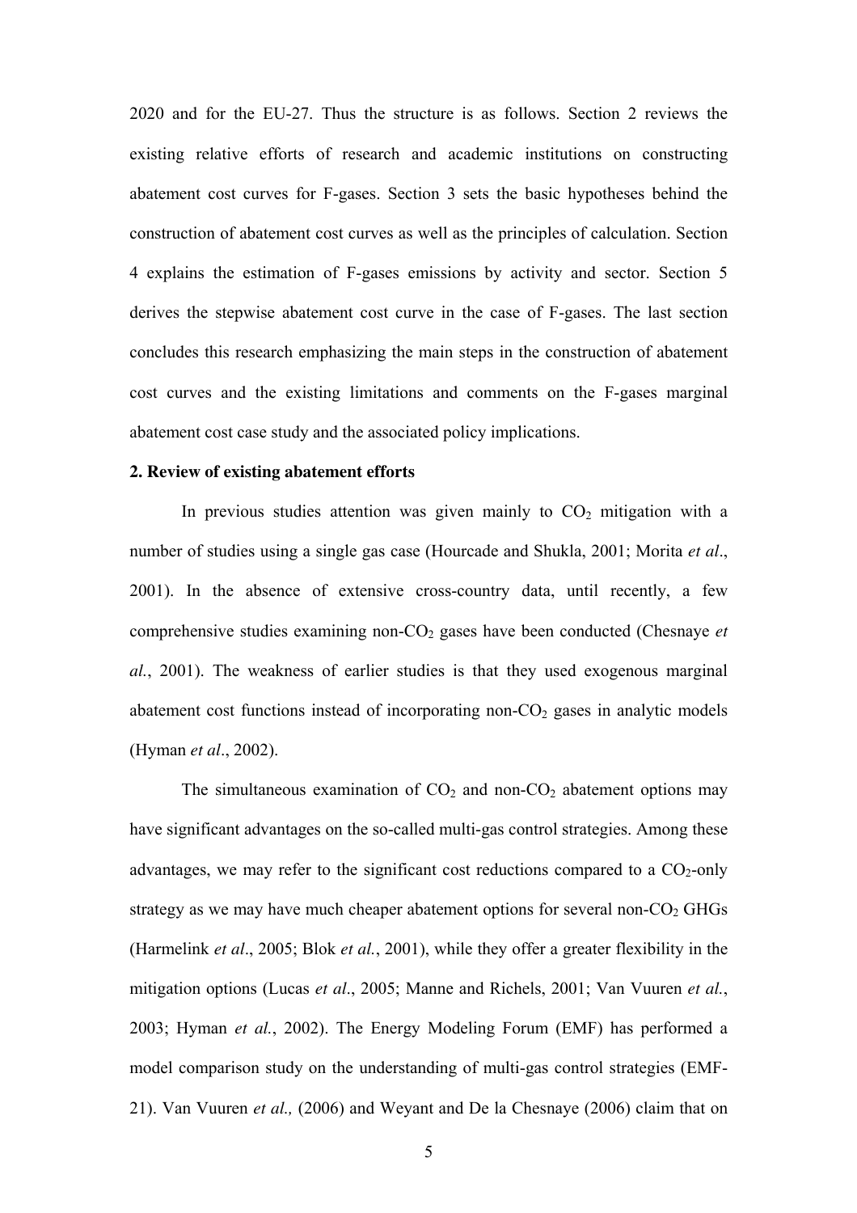2020 and for the EU-27. Thus the structure is as follows. Section 2 reviews the existing relative efforts of research and academic institutions on constructing abatement cost curves for F-gases. Section 3 sets the basic hypotheses behind the construction of abatement cost curves as well as the principles of calculation. Section 4 explains the estimation of F-gases emissions by activity and sector. Section 5 derives the stepwise abatement cost curve in the case of F-gases. The last section concludes this research emphasizing the main steps in the construction of abatement cost curves and the existing limitations and comments on the F-gases marginal abatement cost case study and the associated policy implications.

## 2. Review of existing abatement efforts

In previous studies attention was given mainly to $CO_2$ mitigation with a number of studies using a single gas case (Hourcade and Shukla, 2001; Morita *et al*., 2001). In the absence of extensive cross-country data, until recently, a few comprehensive studies examining non-$CO_2$ gases have been conducted (Chesnaye *et al.*, 2001). The weakness of earlier studies is that they used exogenous marginal abatement cost functions instead of incorporating non-$CO_2$ gases in analytic models (Hyman *et al*., 2002).

The simultaneous examination of $CO_2$ and non-$CO_2$ abatement options may have significant advantages on the so-called multi-gas control strategies. Among these advantages, we may refer to the significant cost reductions compared to a $CO_2$-only strategy as we may have much cheaper abatement options for several non-$CO_2$ GHGs (Harmelink *et al*., 2005; Blok *et al.*, 2001), while they offer a greater flexibility in the mitigation options (Lucas *et al*., 2005; Manne and Richels, 2001; Van Vuuren *et al.*, 2003; Hyman *et al.*, 2002). The Energy Modeling Forum (EMF) has performed a model comparison study on the understanding of multi-gas control strategies (EMF-21). Van Vuuren *et al.,* (2006) and Weyant and De la Chesnaye (2006) claim that on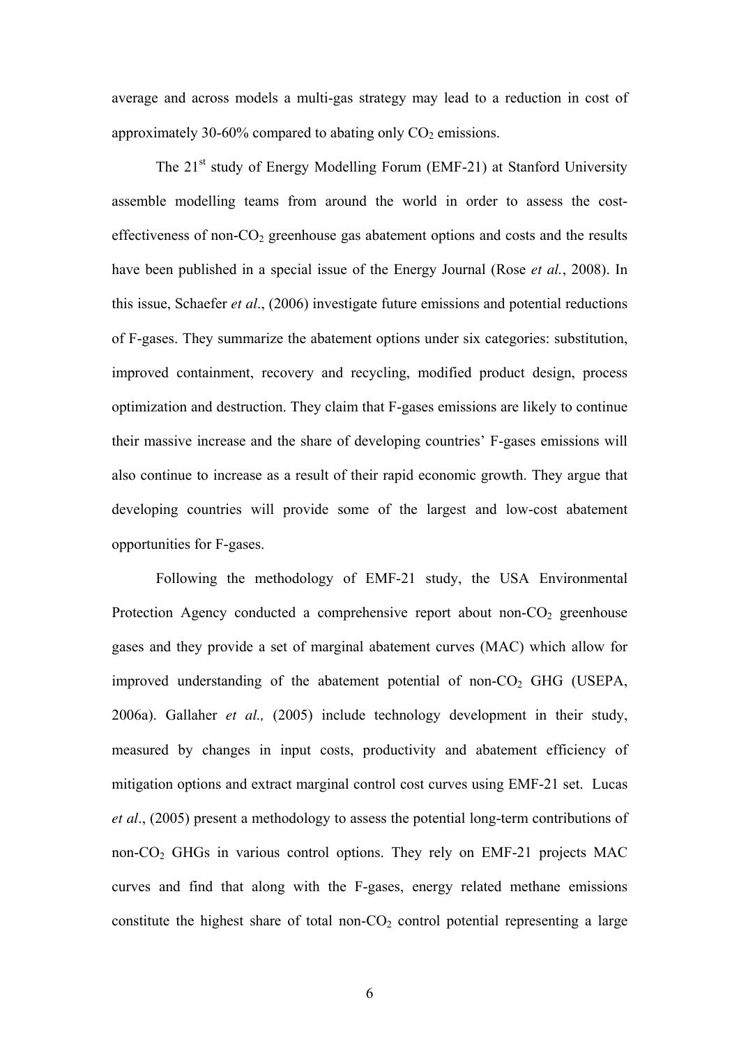average and across models a multi-gas strategy may lead to a reduction in cost of approximately 30-60% compared to abating only $CO_2$ emissions.

The 21[st] study of Energy Modelling Forum (EMF-21) at Stanford University assemble modelling teams from around the world in order to assess the cost-effectiveness of non-$CO_2$ greenhouse gas abatement options and costs and the results have been published in a special issue of the Energy Journal (Rose *et al.*, 2008). In this issue, Schaefer *et al*., (2006) investigate future emissions and potential reductions of F-gases. They summarize the abatement options under six categories: substitution, improved containment, recovery and recycling, modified product design, process optimization and destruction. They claim that F-gases emissions are likely to continue their massive increase and the share of developing countries' F-gases emissions will also continue to increase as a result of their rapid economic growth. They argue that developing countries will provide some of the largest and low-cost abatement opportunities for F-gases.

Following the methodology of EMF-21 study, the USA Environmental Protection Agency conducted a comprehensive report about non-$CO_2$ greenhouse gases and they provide a set of marginal abatement curves (MAC) which allow for improved understanding of the abatement potential of non-$CO_2$ GHG (USEPA, 2006a). Gallaher *et al.,* (2005) include technology development in their study, measured by changes in input costs, productivity and abatement efficiency of mitigation options and extract marginal control cost curves using EMF-21 set. Lucas *et al*., (2005) present a methodology to assess the potential long-term contributions of non-$CO_2$ GHGs in various control options. They rely on EMF-21 projects MAC curves and find that along with the F-gases, energy related methane emissions constitute the highest share of total non-$CO_2$ control potential representing a large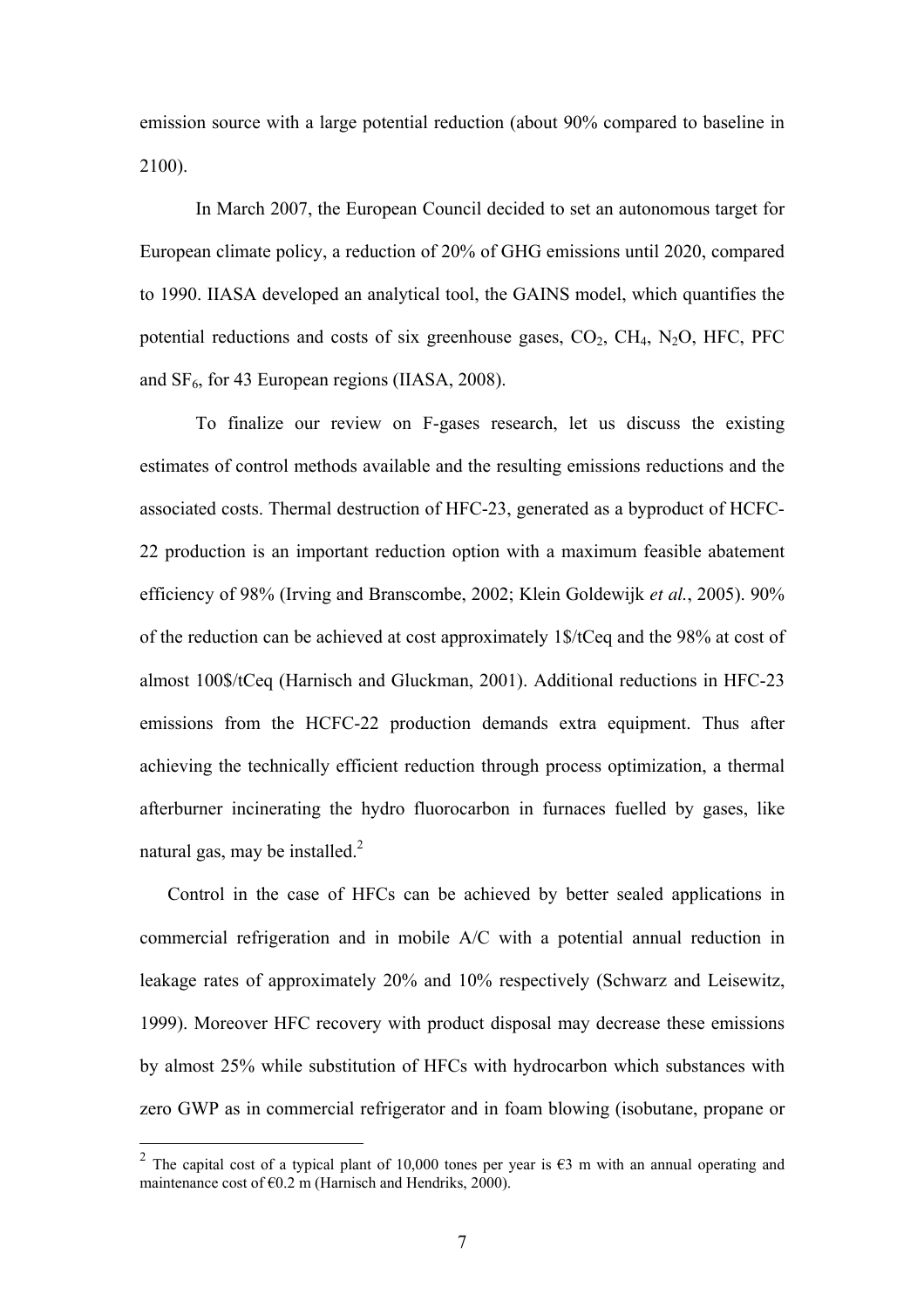emission source with a large potential reduction (about 90% compared to baseline in 2100).

In March 2007, the European Council decided to set an autonomous target for European climate policy, a reduction of 20% of GHG emissions until 2020, compared to 1990. IIASA developed an analytical tool, the GAINS model, which quantifies the potential reductions and costs of six greenhouse gases, $CO_2$, $CH_4$, $N_2O$, HFC, PFC and $SF_6$, for 43 European regions (IIASA, 2008).

To finalize our review on F-gases research, let us discuss the existing estimates of control methods available and the resulting emissions reductions and the associated costs. Thermal destruction of HFC-23, generated as a byproduct of HCFC-22 production is an important reduction option with a maximum feasible abatement efficiency of 98% (Irving and Branscombe, 2002; Klein Goldewijk *et al.*, 2005). 90% of the reduction can be achieved at cost approximately 1$/tCeq and the 98% at cost of almost 100$/tCeq (Harnisch and Gluckman, 2001). Additional reductions in HFC-23 emissions from the HCFC-22 production demands extra equipment. Thus after achieving the technically efficient reduction through process optimization, a thermal afterburner incinerating the hydro fluorocarbon in furnaces fuelled by gases, like natural gas, may be installed.[2]

Control in the case of HFCs can be achieved by better sealed applications in commercial refrigeration and in mobile A/C with a potential annual reduction in leakage rates of approximately 20% and 10% respectively (Schwarz and Leisewitz, 1999). Moreover HFC recovery with product disposal may decrease these emissions by almost 25% while substitution of HFCs with hydrocarbon which substances with zero GWP as in commercial refrigerator and in foam blowing (isobutane, propane or

[2] The capital cost of a typical plant of 10,000 tones per year is €3 m with an annual operating and maintenance cost of €0.2 m (Harnisch and Hendriks, 2000).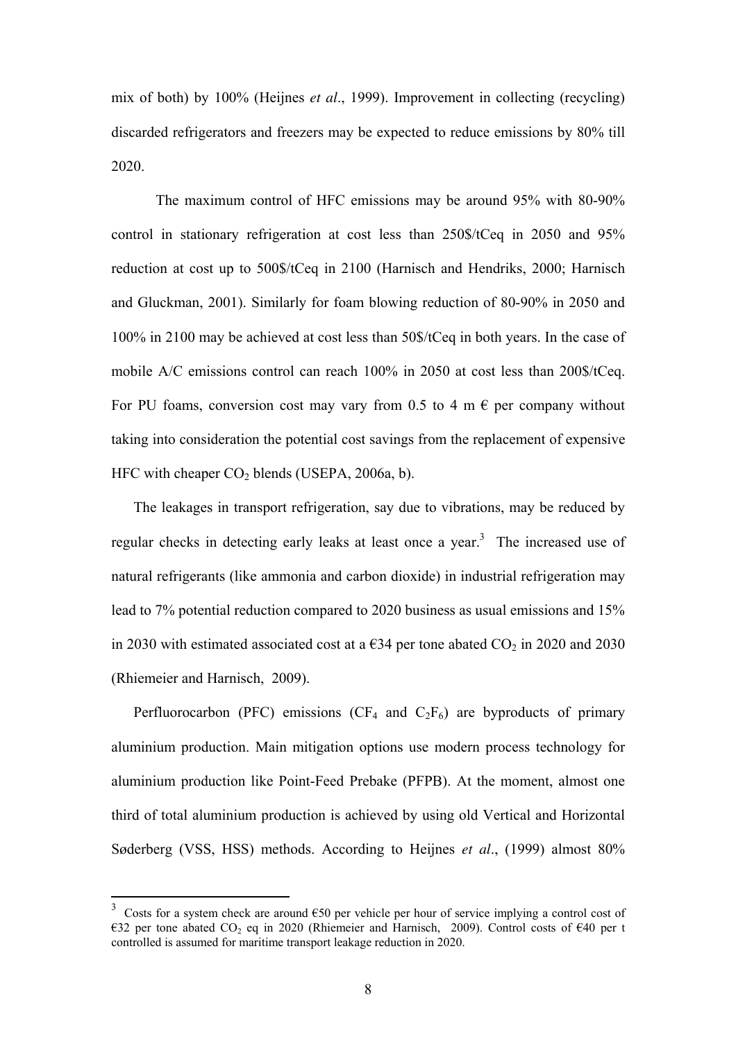mix of both) by 100% (Heijnes *et al*., 1999). Improvement in collecting (recycling) discarded refrigerators and freezers may be expected to reduce emissions by 80% till 2020.

The maximum control of HFC emissions may be around 95% with 80-90% control in stationary refrigeration at cost less than 250$/tCeq in 2050 and 95% reduction at cost up to 500$/tCeq in 2100 (Harnisch and Hendriks, 2000; Harnisch and Gluckman, 2001). Similarly for foam blowing reduction of 80-90% in 2050 and 100% in 2100 may be achieved at cost less than 50$/tCeq in both years. In the case of mobile A/C emissions control can reach 100% in 2050 at cost less than 200$/tCeq. For PU foams, conversion cost may vary from 0.5 to 4 m € per company without taking into consideration the potential cost savings from the replacement of expensive HFC with cheaper $CO_2$ blends (USEPA, 2006a, b).

The leakages in transport refrigeration, say due to vibrations, may be reduced by regular checks in detecting early leaks at least once a year.[3] The increased use of natural refrigerants (like ammonia and carbon dioxide) in industrial refrigeration may lead to 7% potential reduction compared to 2020 business as usual emissions and 15% in 2030 with estimated associated cost at a €34 per tone abated $CO_2$ in 2020 and 2030 (Rhiemeier and Harnisch, 2009).

Perfluorocarbon (PFC) emissions ($CF_4$ and $C_2F_6$) are byproducts of primary aluminium production. Main mitigation options use modern process technology for aluminium production like Point-Feed Prebake (PFPB). At the moment, almost one third of total aluminium production is achieved by using old Vertical and Horizontal Søderberg (VSS, HSS) methods. According to Heijnes *et al*., (1999) almost 80%

---

[3] Costs for a system check are around €50 per vehicle per hour of service implying a control cost of €32 per tone abated $CO_2$ eq in 2020 (Rhiemeier and Harnisch, 2009). Control costs of €40 per t controlled is assumed for maritime transport leakage reduction in 2020.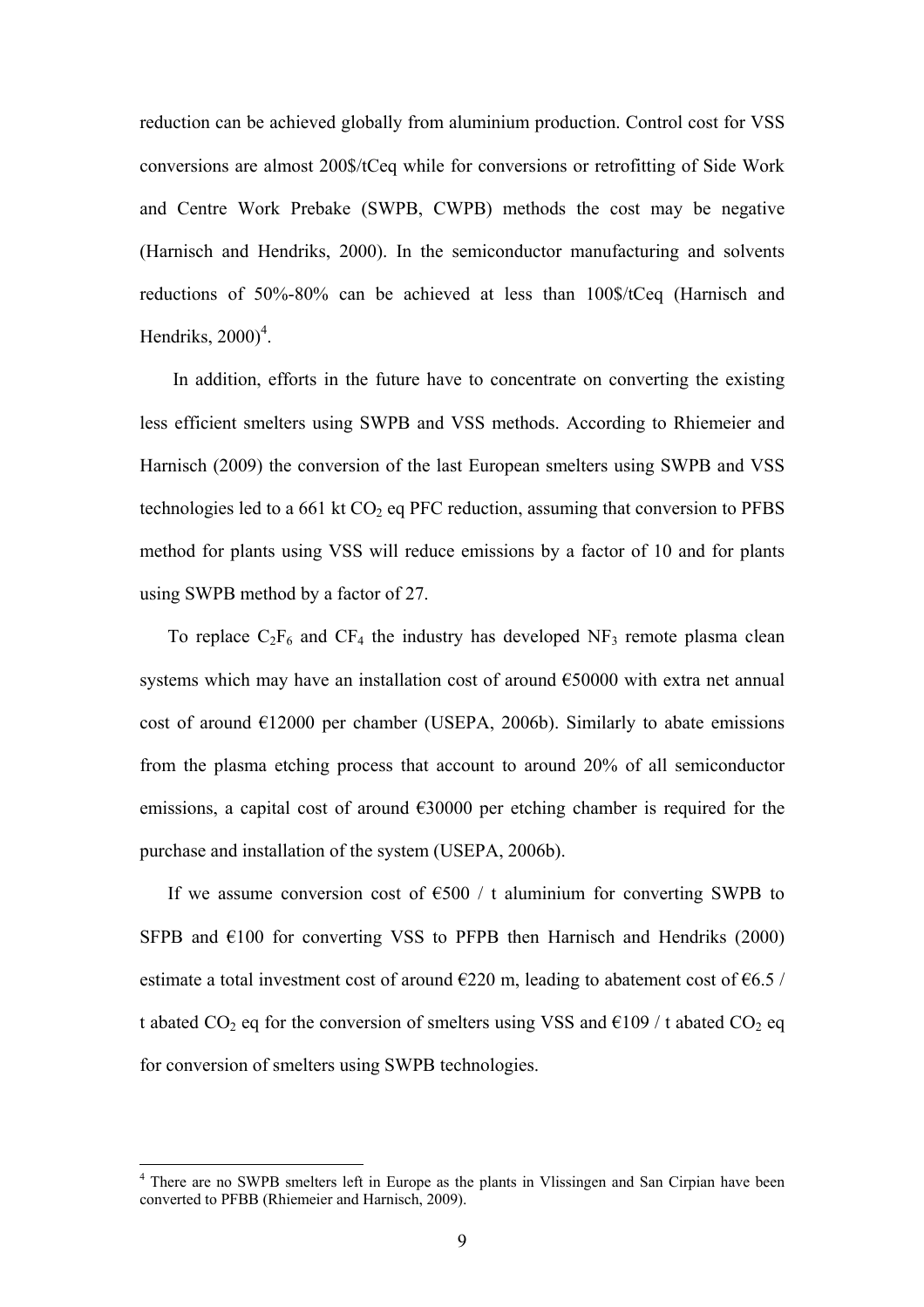reduction can be achieved globally from aluminium production. Control cost for VSS conversions are almost 200$/tCeq while for conversions or retrofitting of Side Work and Centre Work Prebake (SWPB, CWPB) methods the cost may be negative (Harnisch and Hendriks, 2000). In the semiconductor manufacturing and solvents reductions of 50%-80% can be achieved at less than 100$/tCeq (Harnisch and Hendriks, 2000)[4].

In addition, efforts in the future have to concentrate on converting the existing less efficient smelters using SWPB and VSS methods. According to Rhiemeier and Harnisch (2009) the conversion of the last European smelters using SWPB and VSS technologies led to a 661 kt $CO_2$ eq PFC reduction, assuming that conversion to PFBS method for plants using VSS will reduce emissions by a factor of 10 and for plants using SWPB method by a factor of 27.

To replace $C_2F_6$ and $CF_4$ the industry has developed $NF_3$ remote plasma clean systems which may have an installation cost of around €50000 with extra net annual cost of around €12000 per chamber (USEPA, 2006b). Similarly to abate emissions from the plasma etching process that account to around 20% of all semiconductor emissions, a capital cost of around €30000 per etching chamber is required for the purchase and installation of the system (USEPA, 2006b).

If we assume conversion cost of €500 / t aluminium for converting SWPB to SFPB and €100 for converting VSS to PFPB then Harnisch and Hendriks (2000) estimate a total investment cost of around €220 m, leading to abatement cost of €6.5 / t abated $CO_2$ eq for the conversion of smelters using VSS and €109 / t abated $CO_2$ eq for conversion of smelters using SWPB technologies.

[4] There are no SWPB smelters left in Europe as the plants in Vlissingen and San Cirpian have been converted to PFBB (Rhiemeier and Harnisch, 2009).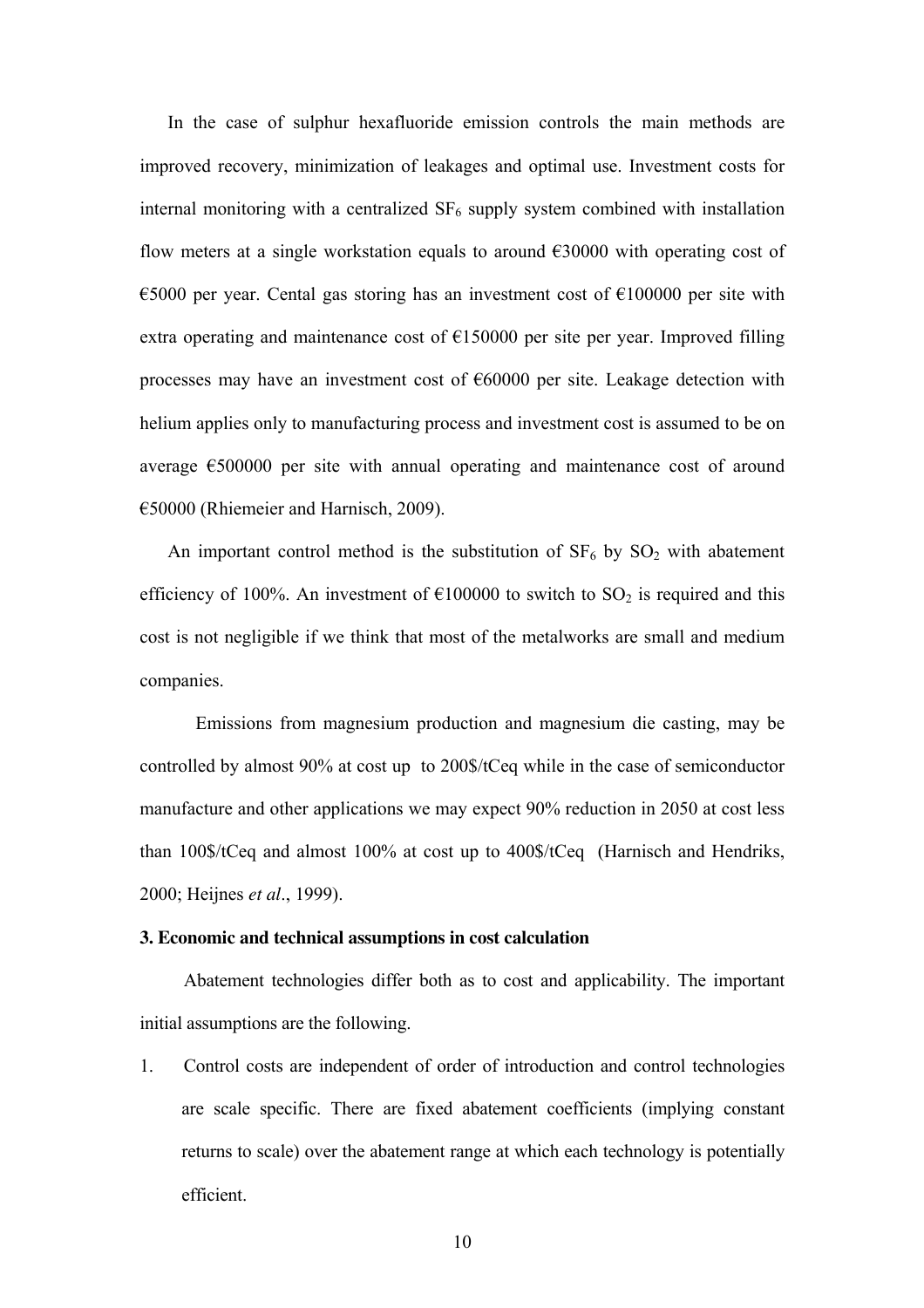In the case of sulphur hexafluoride emission controls the main methods are improved recovery, minimization of leakages and optimal use. Investment costs for internal monitoring with a centralized $SF_6$ supply system combined with installation flow meters at a single workstation equals to around €30000 with operating cost of €5000 per year. Cental gas storing has an investment cost of €100000 per site with extra operating and maintenance cost of €150000 per site per year. Improved filling processes may have an investment cost of €60000 per site. Leakage detection with helium applies only to manufacturing process and investment cost is assumed to be on average €500000 per site with annual operating and maintenance cost of around €50000 (Rhiemeier and Harnisch, 2009).

An important control method is the substitution of $SF_6$ by $SO_2$ with abatement efficiency of 100%. An investment of €100000 to switch to $SO_2$ is required and this cost is not negligible if we think that most of the metalworks are small and medium companies.

Emissions from magnesium production and magnesium die casting, may be controlled by almost 90% at cost up to 200$/tCeq while in the case of semiconductor manufacture and other applications we may expect 90% reduction in 2050 at cost less than 100$/tCeq and almost 100% at cost up to 400$/tCeq (Harnisch and Hendriks, 2000; Heijnes *et al*., 1999).

### 3. Economic and technical assumptions in cost calculation

Abatement technologies differ both as to cost and applicability. The important initial assumptions are the following.

1. Control costs are independent of order of introduction and control technologies are scale specific. There are fixed abatement coefficients (implying constant returns to scale) over the abatement range at which each technology is potentially efficient.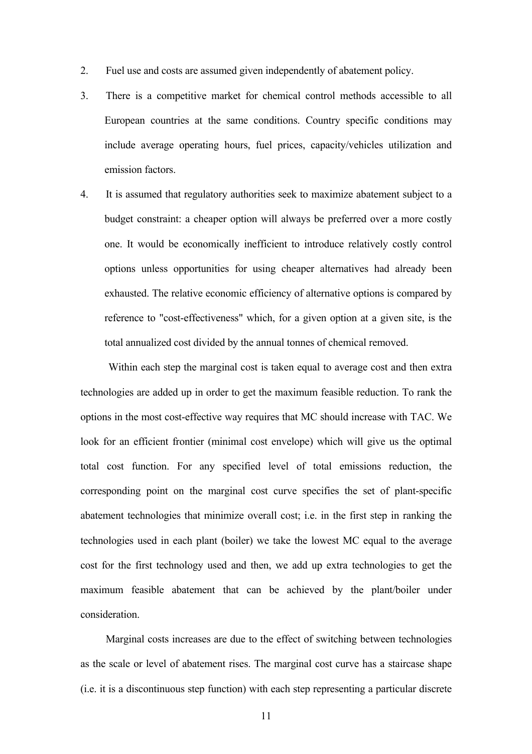2. Fuel use and costs are assumed given independently of abatement policy.
3. There is a competitive market for chemical control methods accessible to all European countries at the same conditions. Country specific conditions may include average operating hours, fuel prices, capacity/vehicles utilization and emission factors.
4. It is assumed that regulatory authorities seek to maximize abatement subject to a budget constraint: a cheaper option will always be preferred over a more costly one. It would be economically inefficient to introduce relatively costly control options unless opportunities for using cheaper alternatives had already been exhausted. The relative economic efficiency of alternative options is compared by reference to "cost-effectiveness" which, for a given option at a given site, is the total annualized cost divided by the annual tonnes of chemical removed.

Within each step the marginal cost is taken equal to average cost and then extra technologies are added up in order to get the maximum feasible reduction. To rank the options in the most cost-effective way requires that MC should increase with TAC. We look for an efficient frontier (minimal cost envelope) which will give us the optimal total cost function. For any specified level of total emissions reduction, the corresponding point on the marginal cost curve specifies the set of plant-specific abatement technologies that minimize overall cost; i.e. in the first step in ranking the technologies used in each plant (boiler) we take the lowest MC equal to the average cost for the first technology used and then, we add up extra technologies to get the maximum feasible abatement that can be achieved by the plant/boiler under consideration.

Marginal costs increases are due to the effect of switching between technologies as the scale or level of abatement rises. The marginal cost curve has a staircase shape (i.e. it is a discontinuous step function) with each step representing a particular discrete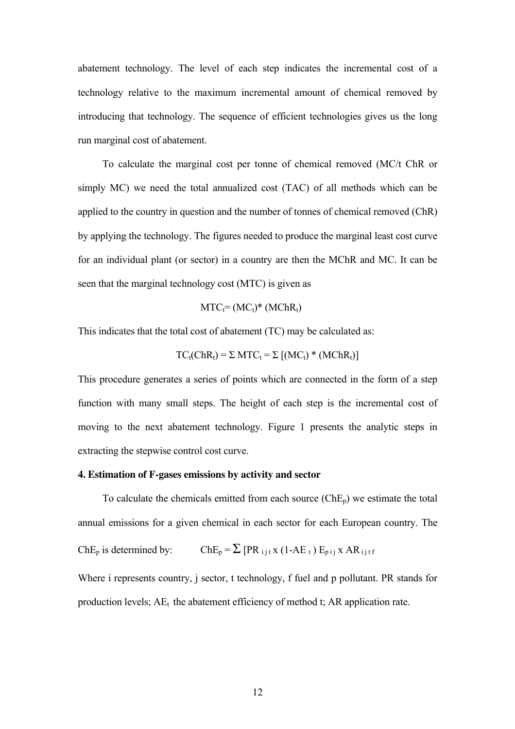abatement technology. The level of each step indicates the incremental cost of a technology relative to the maximum incremental amount of chemical removed by introducing that technology. The sequence of efficient technologies gives us the long run marginal cost of abatement.

To calculate the marginal cost per tonne of chemical removed (MC/t ChR or simply MC) we need the total annualized cost (TAC) of all methods which can be applied to the country in question and the number of tonnes of chemical removed (ChR) by applying the technology. The figures needed to produce the marginal least cost curve for an individual plant (or sector) in a country are then the MChR and MC. It can be seen that the marginal technology cost (MTC) is given as

$$MTC_t = (MC_t) * (MChR_t)$$

This indicates that the total cost of abatement (TC) may be calculated as:

$$TC_t(ChR_t) = \Sigma\, MTC_t = \Sigma\, [(MC_t) * (MChR_t)]$$

This procedure generates a series of points which are connected in the form of a step function with many small steps. The height of each step is the incremental cost of moving to the next abatement technology. Figure 1 presents the analytic steps in extracting the stepwise control cost curve.

**4. Estimation of F-gases emissions by activity and sector**

To calculate the chemicals emitted from each source ($ChE_p$) we estimate the total annual emissions for a given chemical in each sector for each European country. The $ChE_p$ is determined by: $ChE_p = \Sigma\, [PR_{ijt} \text{ x } (1\text{-}AE_t)\, E_{pij} \text{ x } AR_{ijtf}$

Where i represents country, j sector, t technology, f fuel and p pollutant. PR stands for production levels; $AE_t$ the abatement efficiency of method t; AR application rate.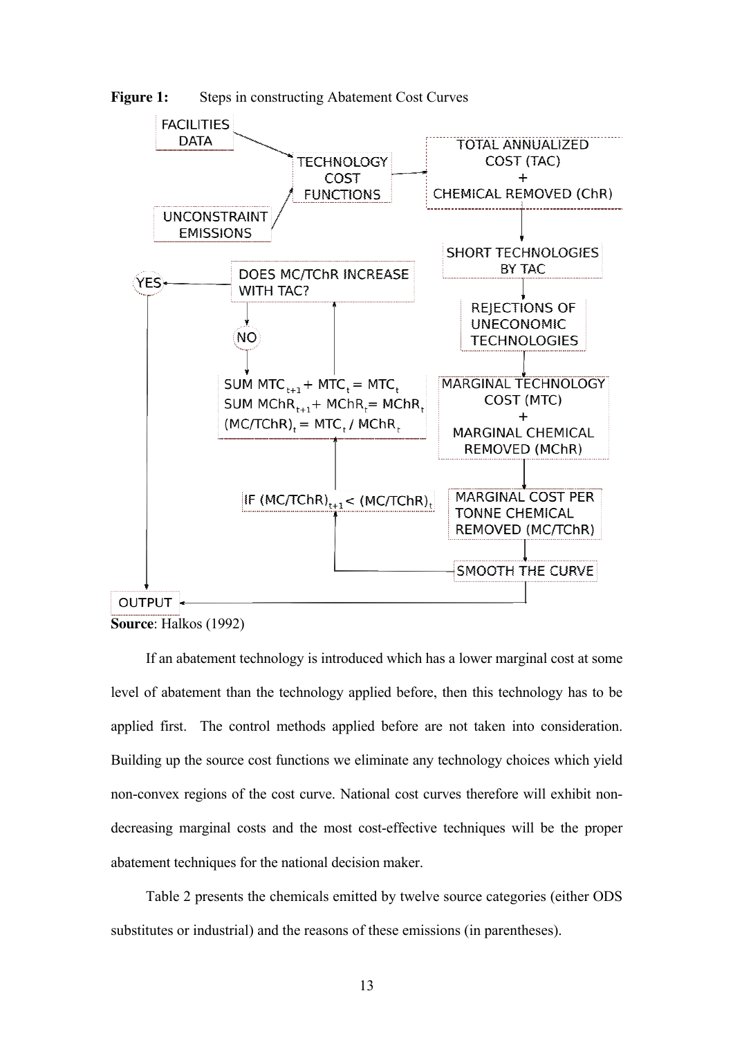**Figure 1:** Steps in constructing Abatement Cost Curves

FACILITIES DATA

UNCONSTRAINT EMISSIONS

TECHNOLOGY COST FUNCTIONS

TOTAL ANNUALIZED COST (TAC) + CHEMICAL REMOVED (ChR)

SHORT TECHNOLOGIES BY TAC

REJECTIONS OF UNECONOMIC TECHNOLOGIES

MARGINAL TECHNOLOGY COST (MTC) + MARGINAL CHEMICAL REMOVED (MChR)

MARGINAL COST PER TONNE CHEMICAL REMOVED (MC/TChR)

SMOOTH THE CURVE

IF $(MC/TChR)_{t+1} < (MC/TChR)_t$

SUM $MTC_{t+1} + MTC_t = MTC_t$

SUM $MChR_{t+1} + MChR_t = MChR_t$

$(MC/TChR)_t = MTC_t / MChR_t$

DOES MC/TChR INCREASE WITH TAC?

YES

NO

OUTPUT

**Source**: Halkos (1992)

If an abatement technology is introduced which has a lower marginal cost at some level of abatement than the technology applied before, then this technology has to be applied first. The control methods applied before are not taken into consideration. Building up the source cost functions we eliminate any technology choices which yield non-convex regions of the cost curve. National cost curves therefore will exhibit non-decreasing marginal costs and the most cost-effective techniques will be the proper abatement techniques for the national decision maker.

Table 2 presents the chemicals emitted by twelve source categories (either ODS substitutes or industrial) and the reasons of these emissions (in parentheses).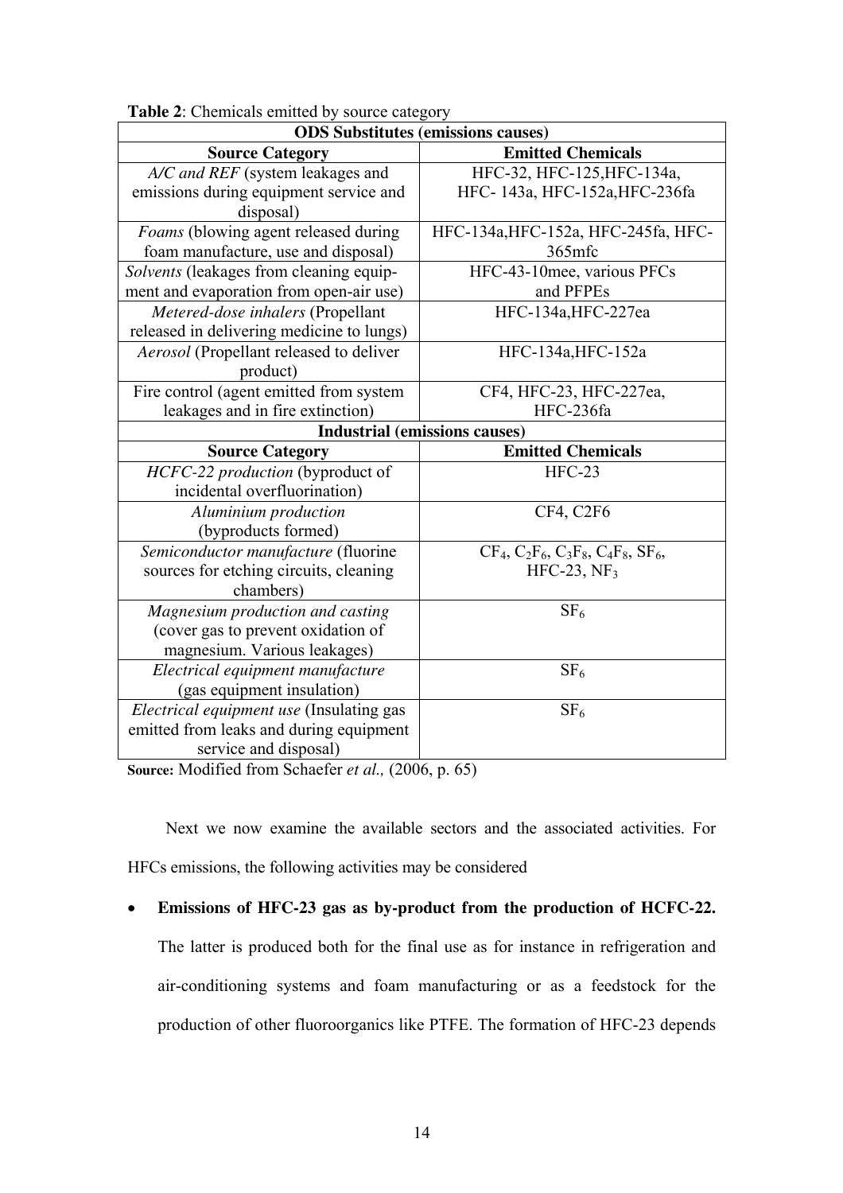**Table 2**: Chemicals emitted by source category

| **ODS Substitutes (emissions causes)** | |
|---|---|
| **Source Category** | **Emitted Chemicals** |
| *A/C and REF* (system leakages and emissions during equipment service and disposal) | HFC-32, HFC-125,HFC-134a, HFC- 143a, HFC-152a,HFC-236fa |
| *Foams* (blowing agent released during foam manufacture, use and disposal) | HFC-134a,HFC-152a, HFC-245fa, HFC-365mfc |
| *Solvents* (leakages from cleaning equipment and evaporation from open-air use) | HFC-43-10mee, various PFCs and PFPEs |
| *Metered-dose inhalers* (Propellant released in delivering medicine to lungs) | HFC-134a,HFC-227ea |
| *Aerosol* (Propellant released to deliver product) | HFC-134a,HFC-152a |
| Fire control (agent emitted from system leakages and in fire extinction) | CF4, HFC-23, HFC-227ea, HFC-236fa |
| **Industrial (emissions causes)** | |
| **Source Category** | **Emitted Chemicals** |
| *HCFC-22 production* (byproduct of incidental overfluorination) | HFC-23 |
| *Aluminium production* (byproducts formed) | CF4, C2F6 |
| *Semiconductor manufacture* (fluorine sources for etching circuits, cleaning chambers) | $CF_4$, $C_2F_6$, $C_3F_8$, $C_4F_8$, $SF_6$, HFC-23, $NF_3$ |
| *Magnesium production and casting* (cover gas to prevent oxidation of magnesium. Various leakages) | $SF_6$ |
| *Electrical equipment manufacture* (gas equipment insulation) | $SF_6$ |
| *Electrical equipment use* (Insulating gas emitted from leaks and during equipment service and disposal) | $SF_6$ |

**Source:** Modified from Schaefer *et al.,* (2006, p. 65)

Next we now examine the available sectors and the associated activities. For HFCs emissions, the following activities may be considered

- **Emissions of HFC-23 gas as by-product from the production of HCFC-22.** The latter is produced both for the final use as for instance in refrigeration and air-conditioning systems and foam manufacturing or as a feedstock for the production of other fluoroorganics like PTFE. The formation of HFC-23 depends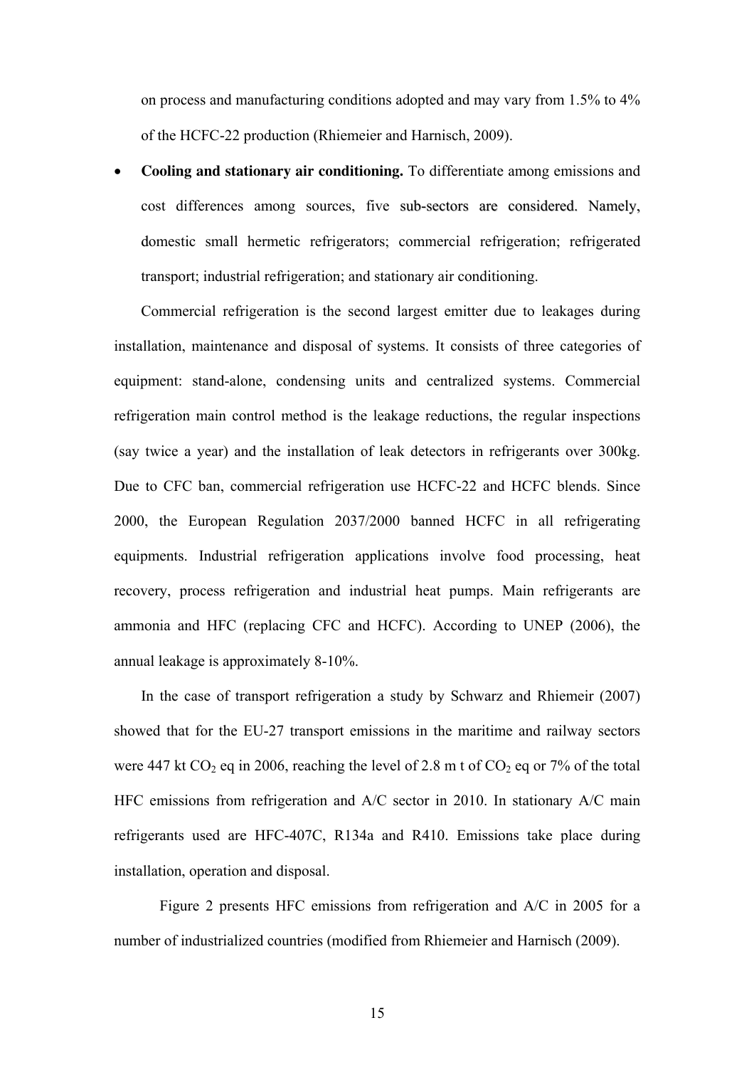on process and manufacturing conditions adopted and may vary from 1.5% to 4% of the HCFC-22 production (Rhiemeier and Harnisch, 2009).

- **Cooling and stationary air conditioning.** To differentiate among emissions and cost differences among sources, five sub-sectors are considered. Namely, domestic small hermetic refrigerators; commercial refrigeration; refrigerated transport; industrial refrigeration; and stationary air conditioning.

Commercial refrigeration is the second largest emitter due to leakages during installation, maintenance and disposal of systems. It consists of three categories of equipment: stand-alone, condensing units and centralized systems. Commercial refrigeration main control method is the leakage reductions, the regular inspections (say twice a year) and the installation of leak detectors in refrigerants over 300kg. Due to CFC ban, commercial refrigeration use HCFC-22 and HCFC blends. Since 2000, the European Regulation 2037/2000 banned HCFC in all refrigerating equipments. Industrial refrigeration applications involve food processing, heat recovery, process refrigeration and industrial heat pumps. Main refrigerants are ammonia and HFC (replacing CFC and HCFC). According to UNEP (2006), the annual leakage is approximately 8-10%.

In the case of transport refrigeration a study by Schwarz and Rhiemeir (2007) showed that for the EU-27 transport emissions in the maritime and railway sectors were 447 kt $CO_2$ eq in 2006, reaching the level of 2.8 m t of $CO_2$ eq or 7% of the total HFC emissions from refrigeration and A/C sector in 2010. In stationary A/C main refrigerants used are HFC-407C, R134a and R410. Emissions take place during installation, operation and disposal.

Figure 2 presents HFC emissions from refrigeration and A/C in 2005 for a number of industrialized countries (modified from Rhiemeier and Harnisch (2009).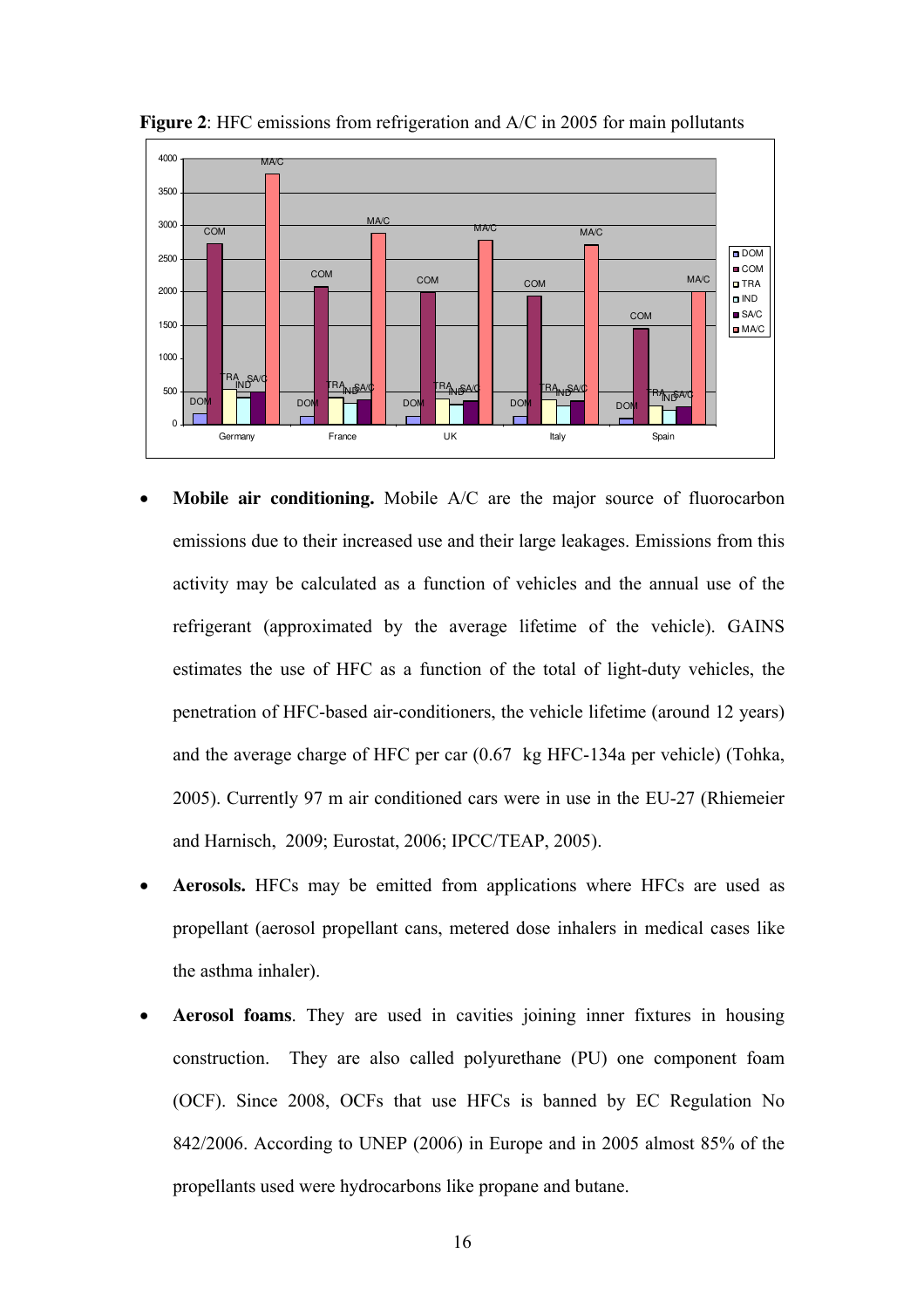**Figure 2**: HFC emissions from refrigeration and A/C in 2005 for main pollutants

4000
3500
3000
2500
2000
1500
1000
500
0

Germany France UK Italy Spain

DOM COM TRA IND SA/C MA/C

- **Mobile air conditioning.** Mobile A/C are the major source of fluorocarbon emissions due to their increased use and their large leakages. Emissions from this activity may be calculated as a function of vehicles and the annual use of the refrigerant (approximated by the average lifetime of the vehicle). GAINS estimates the use of HFC as a function of the total of light-duty vehicles, the penetration of HFC-based air-conditioners, the vehicle lifetime (around 12 years) and the average charge of HFC per car (0.67 kg HFC-134a per vehicle) (Tohka, 2005). Currently 97 m air conditioned cars were in use in the EU-27 (Rhiemeier and Harnisch, 2009; Eurostat, 2006; IPCC/TEAP, 2005).
- **Aerosols.** HFCs may be emitted from applications where HFCs are used as propellant (aerosol propellant cans, metered dose inhalers in medical cases like the asthma inhaler).
- **Aerosol foams**. They are used in cavities joining inner fixtures in housing construction. They are also called polyurethane (PU) one component foam (OCF). Since 2008, OCFs that use HFCs is banned by EC Regulation No 842/2006. According to UNEP (2006) in Europe and in 2005 almost 85% of the propellants used were hydrocarbons like propane and butane.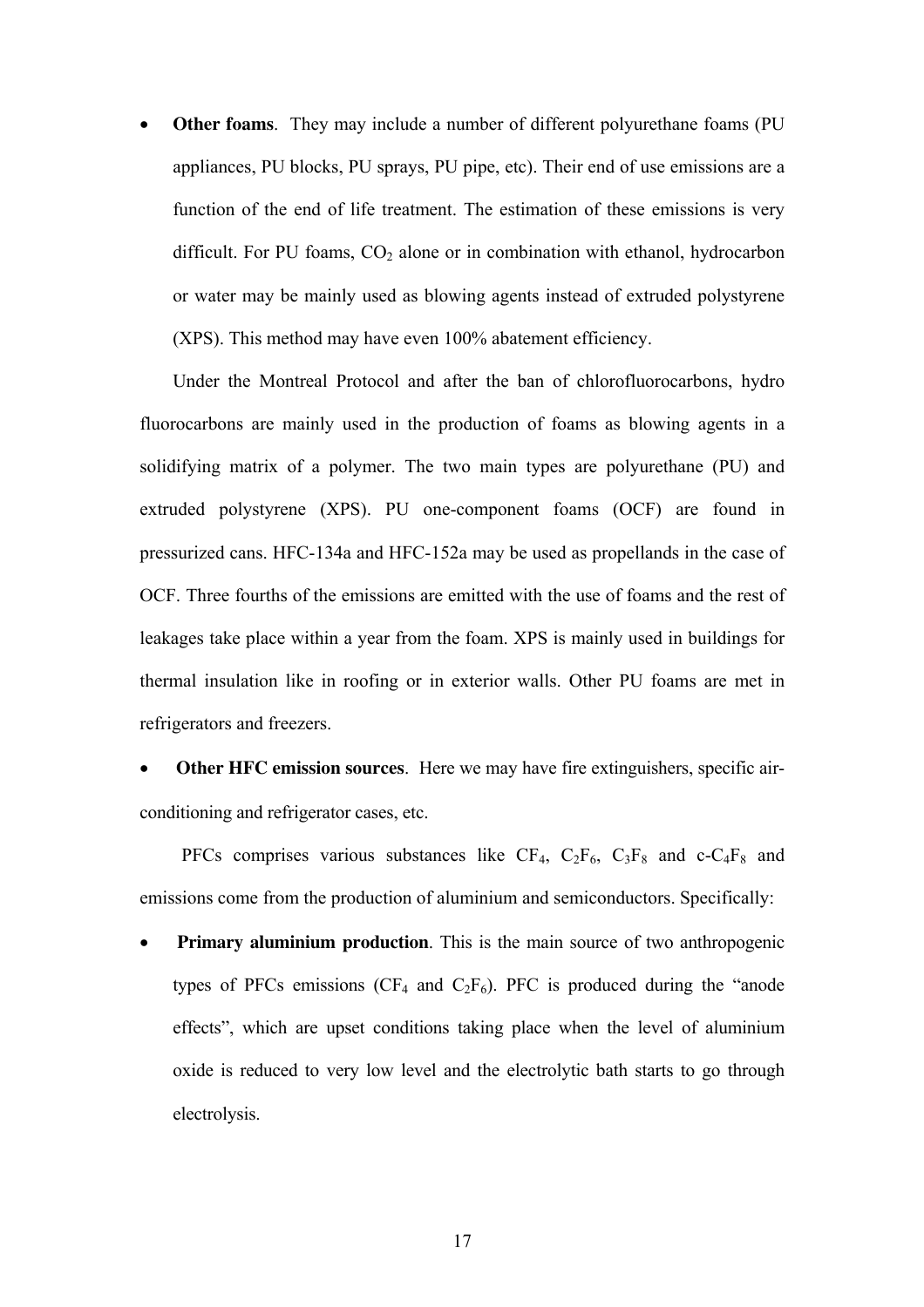- **Other foams**. They may include a number of different polyurethane foams (PU appliances, PU blocks, PU sprays, PU pipe, etc). Their end of use emissions are a function of the end of life treatment. The estimation of these emissions is very difficult. For PU foams, $CO_2$ alone or in combination with ethanol, hydrocarbon or water may be mainly used as blowing agents instead of extruded polystyrene (XPS). This method may have even 100% abatement efficiency.

  Under the Montreal Protocol and after the ban of chlorofluorocarbons, hydro fluorocarbons are mainly used in the production of foams as blowing agents in a solidifying matrix of a polymer. The two main types are polyurethane (PU) and extruded polystyrene (XPS). PU one-component foams (OCF) are found in pressurized cans. HFC-134a and HFC-152a may be used as propellands in the case of OCF. Three fourths of the emissions are emitted with the use of foams and the rest of leakages take place within a year from the foam. XPS is mainly used in buildings for thermal insulation like in roofing or in exterior walls. Other PU foams are met in refrigerators and freezers.

- **Other HFC emission sources**. Here we may have fire extinguishers, specific air-conditioning and refrigerator cases, etc.

PFCs comprises various substances like $CF_4$, $C_2F_6$, $C_3F_8$ and c-$C_4F_8$ and emissions come from the production of aluminium and semiconductors. Specifically:

- **Primary aluminium production**. This is the main source of two anthropogenic types of PFCs emissions ($CF_4$ and $C_2F_6$). PFC is produced during the "anode effects", which are upset conditions taking place when the level of aluminium oxide is reduced to very low level and the electrolytic bath starts to go through electrolysis.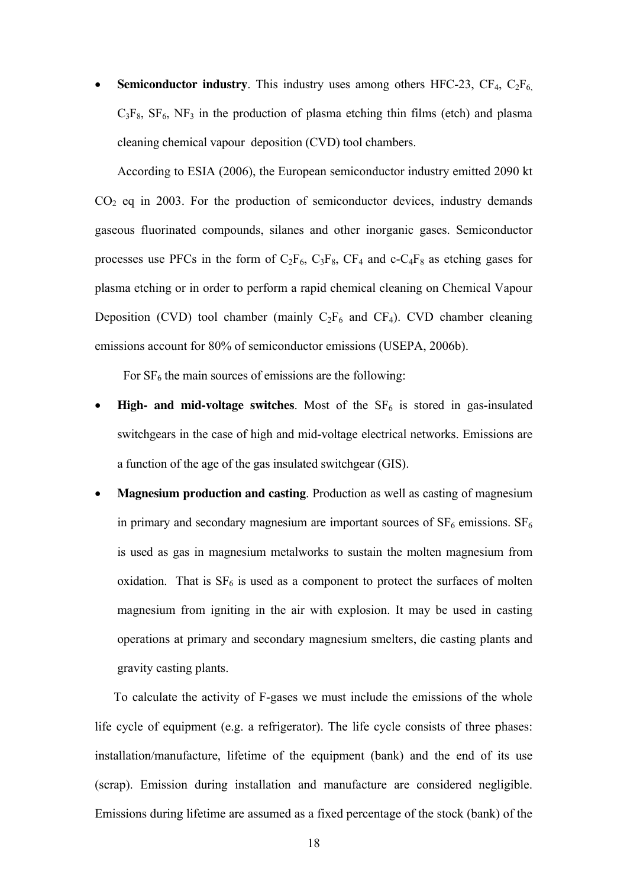- **Semiconductor industry**. This industry uses among others HFC-23, $CF_4$, $C_2F_6$, $C_3F_8$, $SF_6$, $NF_3$ in the production of plasma etching thin films (etch) and plasma cleaning chemical vapour deposition (CVD) tool chambers.

  According to ESIA (2006), the European semiconductor industry emitted 2090 kt $CO_2$ eq in 2003. For the production of semiconductor devices, industry demands gaseous fluorinated compounds, silanes and other inorganic gases. Semiconductor processes use PFCs in the form of $C_2F_6$, $C_3F_8$, $CF_4$ and c-$C_4F_8$ as etching gases for plasma etching or in order to perform a rapid chemical cleaning on Chemical Vapour Deposition (CVD) tool chamber (mainly $C_2F_6$ and $CF_4$). CVD chamber cleaning emissions account for 80% of semiconductor emissions (USEPA, 2006b).

For $SF_6$ the main sources of emissions are the following:

- **High- and mid-voltage switches**. Most of the $SF_6$ is stored in gas-insulated switchgears in the case of high and mid-voltage electrical networks. Emissions are a function of the age of the gas insulated switchgear (GIS).
- **Magnesium production and casting**. Production as well as casting of magnesium in primary and secondary magnesium are important sources of $SF_6$ emissions. $SF_6$ is used as gas in magnesium metalworks to sustain the molten magnesium from oxidation. That is $SF_6$ is used as a component to protect the surfaces of molten magnesium from igniting in the air with explosion. It may be used in casting operations at primary and secondary magnesium smelters, die casting plants and gravity casting plants.

To calculate the activity of F-gases we must include the emissions of the whole life cycle of equipment (e.g. a refrigerator). The life cycle consists of three phases: installation/manufacture, lifetime of the equipment (bank) and the end of its use (scrap). Emission during installation and manufacture are considered negligible. Emissions during lifetime are assumed as a fixed percentage of the stock (bank) of the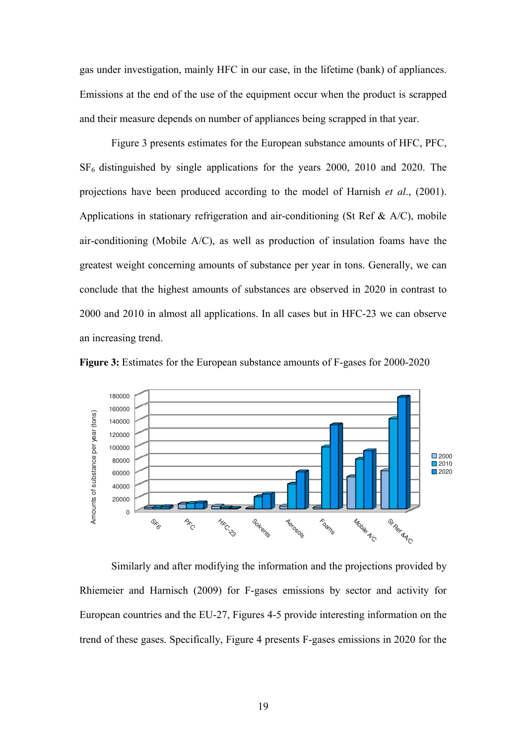gas under investigation, mainly HFC in our case, in the lifetime (bank) of appliances. Emissions at the end of the use of the equipment occur when the product is scrapped and their measure depends on number of appliances being scrapped in that year.

Figure 3 presents estimates for the European substance amounts of HFC, PFC, $SF_6$ distinguished by single applications for the years 2000, 2010 and 2020. The projections have been produced according to the model of Harnish *et al*., (2001). Applications in stationary refrigeration and air-conditioning (St Ref & A/C), mobile air-conditioning (Mobile A/C), as well as production of insulation foams have the greatest weight concerning amounts of substance per year in tons. Generally, we can conclude that the highest amounts of substances are observed in 2020 in contrast to 2000 and 2010 in almost all applications. In all cases but in HFC-23 we can observe an increasing trend.

**Figure 3:** Estimates for the European substance amounts of F-gases for 2000-2020

Amounts of substance per year (tons)
180000
160000
140000
120000
100000
80000
60000
40000
20000
0
SF6
PFC
HFC-23
Solvents
Aerosols
Foams
Mobile A/C
St Ref &A/C
2000
2010
2020

Similarly and after modifying the information and the projections provided by Rhiemeier and Harnisch (2009) for F-gases emissions by sector and activity for European countries and the EU-27, Figures 4-5 provide interesting information on the trend of these gases. Specifically, Figure 4 presents F-gases emissions in 2020 for the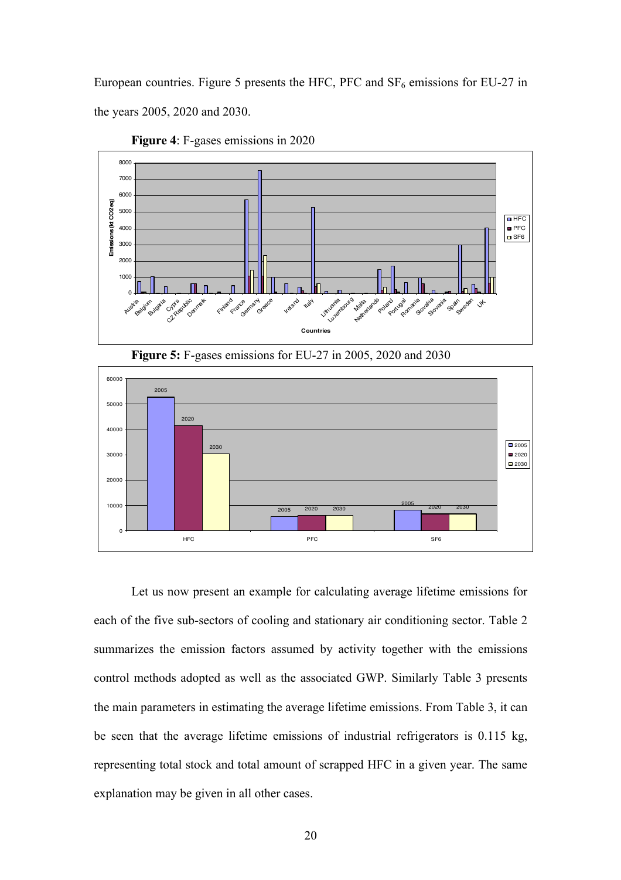European countries. Figure 5 presents the HFC, PFC and $SF_6$ emissions for EU-27 in the years 2005, 2020 and 2030.

**Figure 4**: F-gases emissions in 2020

8000
7000
6000
5000
4000
3000
2000
1000
0

Emissions (kt CO2 eq)

Austria Belgium Bulgaria Cyprus CZ Republic Denmark Finland France Germany Greece Ireland Italy Lithuania Luxembourg Malta Netherlands Poland Portugal Romania Slovakia Slovenia Spain Sweden UK

Countries

HFC
PFC
SF6

**Figure 5:** F-gases emissions for EU-27 in 2005, 2020 and 2030

60000
50000
40000
30000
20000
10000
0

2005 2020 2030 2005 2020 2030 2005 2020 2030

HFC PFC SF6

2005
2020
2030

Let us now present an example for calculating average lifetime emissions for each of the five sub-sectors of cooling and stationary air conditioning sector. Table 2 summarizes the emission factors assumed by activity together with the emissions control methods adopted as well as the associated GWP. Similarly Table 3 presents the main parameters in estimating the average lifetime emissions. From Table 3, it can be seen that the average lifetime emissions of industrial refrigerators is 0.115 kg, representing total stock and total amount of scrapped HFC in a given year. The same explanation may be given in all other cases.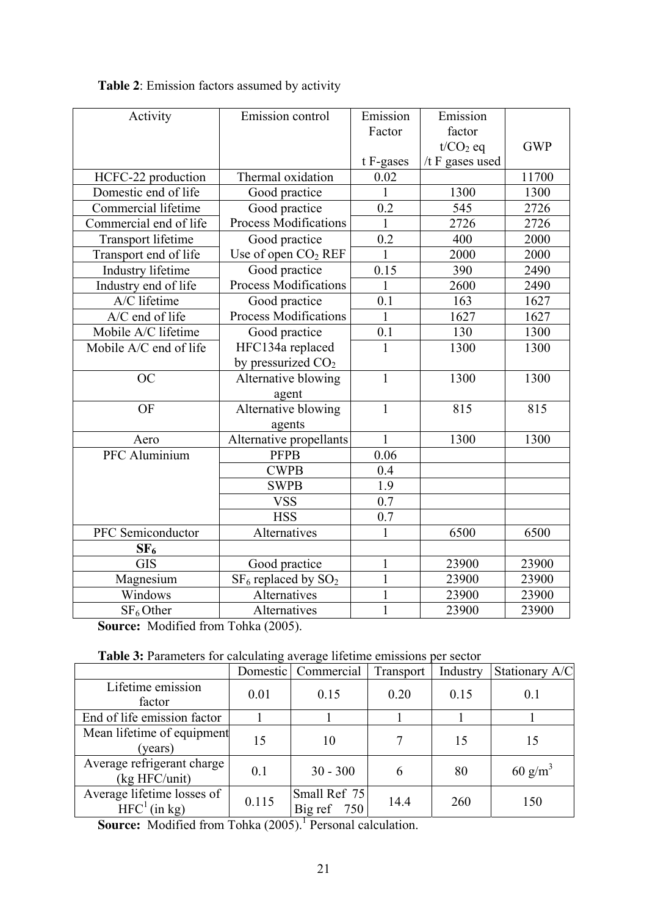**Table 2**: Emission factors assumed by activity

| Activity | Emission control | Emission Factor t F-gases | Emission factor t/$CO_2$ eq /t F gases used | GWP |
|---|---|---|---|---|
| HCFC-22 production | Thermal oxidation | 0.02 | | 11700 |
| Domestic end of life | Good practice | 1 | 1300 | 1300 |
| Commercial lifetime | Good practice | 0.2 | 545 | 2726 |
| Commercial end of life | Process Modifications | 1 | 2726 | 2726 |
| Transport lifetime | Good practice | 0.2 | 400 | 2000 |
| Transport end of life | Use of open $CO_2$ REF | 1 | 2000 | 2000 |
| Industry lifetime | Good practice | 0.15 | 390 | 2490 |
| Industry end of life | Process Modifications | 1 | 2600 | 2490 |
| A/C lifetime | Good practice | 0.1 | 163 | 1627 |
| A/C end of life | Process Modifications | 1 | 1627 | 1627 |
| Mobile A/C lifetime | Good practice | 0.1 | 130 | 1300 |
| Mobile A/C end of life | HFC134a replaced by pressurized $CO_2$ | 1 | 1300 | 1300 |
| OC | Alternative blowing agent | 1 | 1300 | 1300 |
| OF | Alternative blowing agents | 1 | 815 | 815 |
| Aero | Alternative propellants | 1 | 1300 | 1300 |
| PFC Aluminium | PFPB | 0.06 | | |
| | CWPB | 0.4 | | |
| | SWPB | 1.9 | | |
| | VSS | 0.7 | | |
| | HSS | 0.7 | | |
| PFC Semiconductor | Alternatives | 1 | 6500 | 6500 |
| **$SF_6$** | | | | |
| GIS | Good practice | 1 | 23900 | 23900 |
| Magnesium | $SF_6$ replaced by $SO_2$ | 1 | 23900 | 23900 |
| Windows | Alternatives | 1 | 23900 | 23900 |
| $SF_6$ Other | Alternatives | 1 | 23900 | 23900 |

**Source:** Modified from Tohka (2005).

**Table 3:** Parameters for calculating average lifetime emissions per sector

| | Domestic | Commercial | Transport | Industry | Stationary A/C |
|---|---|---|---|---|---|
| Lifetime emission factor | 0.01 | 0.15 | 0.20 | 0.15 | 0.1 |
| End of life emission factor | 1 | 1 | 1 | 1 | 1 |
| Mean lifetime of equipment (years) | 15 | 10 | 7 | 15 | 15 |
| Average refrigerant charge (kg HFC/unit) | 0.1 | 30 - 300 | 6 | 80 | 60 $g/m^3$ |
| Average lifetime losses of HFC[1] (in kg) | 0.115 | Small Ref 75 Big ref 750 | 14.4 | 260 | 150 |

**Source:** Modified from Tohka (2005).[1] Personal calculation.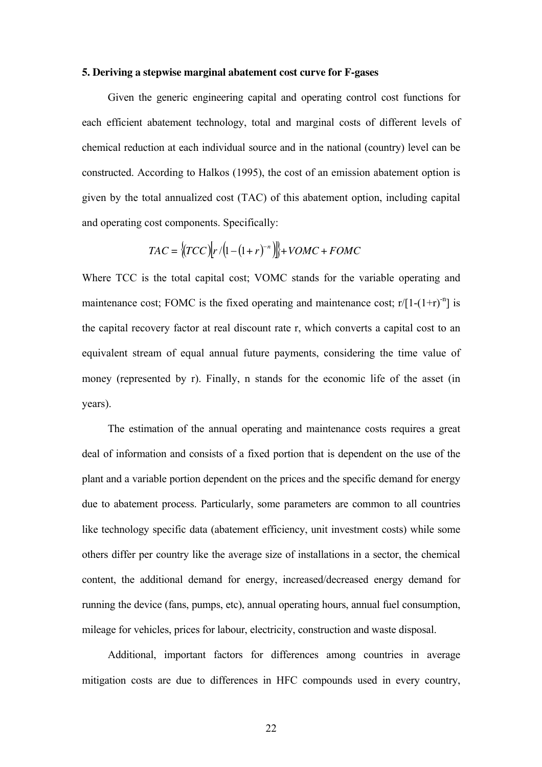### 5. Deriving a stepwise marginal abatement cost curve for F-gases

Given the generic engineering capital and operating control cost functions for each efficient abatement technology, total and marginal costs of different levels of chemical reduction at each individual source and in the national (country) level can be constructed. According to Halkos (1995), the cost of an emission abatement option is given by the total annualized cost (TAC) of this abatement option, including capital and operating cost components. Specifically:

$$TAC = \{(TCC)[r/(1-(1+r)^{-n})]\} + VOMC + FOMC$$

Where TCC is the total capital cost; VOMC stands for the variable operating and maintenance cost; FOMC is the fixed operating and maintenance cost; $r/[1-(1+r)^{-n}]$ is the capital recovery factor at real discount rate r, which converts a capital cost to an equivalent stream of equal annual future payments, considering the time value of money (represented by r). Finally, n stands for the economic life of the asset (in years).

The estimation of the annual operating and maintenance costs requires a great deal of information and consists of a fixed portion that is dependent on the use of the plant and a variable portion dependent on the prices and the specific demand for energy due to abatement process. Particularly, some parameters are common to all countries like technology specific data (abatement efficiency, unit investment costs) while some others differ per country like the average size of installations in a sector, the chemical content, the additional demand for energy, increased/decreased energy demand for running the device (fans, pumps, etc), annual operating hours, annual fuel consumption, mileage for vehicles, prices for labour, electricity, construction and waste disposal.

Additional, important factors for differences among countries in average mitigation costs are due to differences in HFC compounds used in every country,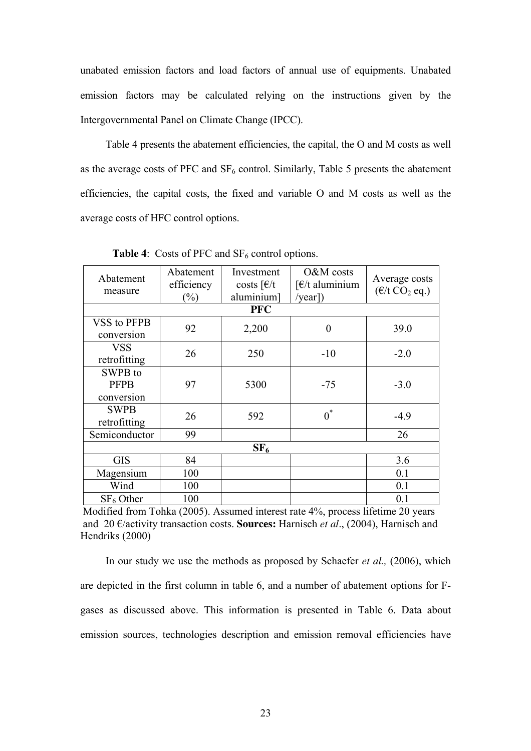unabated emission factors and load factors of annual use of equipments. Unabated emission factors may be calculated relying on the instructions given by the Intergovernmental Panel on Climate Change (IPCC).

Table 4 presents the abatement efficiencies, the capital, the O and M costs as well as the average costs of PFC and $SF_6$ control. Similarly, Table 5 presents the abatement efficiencies, the capital costs, the fixed and variable O and M costs as well as the average costs of HFC control options.

**Table 4**: Costs of PFC and $SF_6$ control options.

| Abatement measure | Abatement efficiency (%) | Investment costs [€/t aluminium] | O&M costs [€/t aluminium /year]) | Average costs (€/t $CO_2$ eq.) |
|---|---|---|---|---|
| **PFC** | | | | |
| VSS to PFPB conversion | 92 | 2,200 | 0 | 39.0 |
| VSS retrofitting | 26 | 250 | -10 | -2.0 |
| SWPB to PFPB conversion | 97 | 5300 | -75 | -3.0 |
| SWPB retrofitting | 26 | 592 | $0^{*}$ | -4.9 |
| Semiconductor | 99 | | | 26 |
| **$SF_6$** | | | | |
| GIS | 84 | | | 3.6 |
| Magensium | 100 | | | 0.1 |
| Wind | 100 | | | 0.1 |
| $SF_6$ Other | 100 | | | 0.1 |

Modified from Tohka (2005). Assumed interest rate 4%, process lifetime 20 years and 20 €/activity transaction costs. **Sources:** Harnisch *et al*., (2004), Harnisch and Hendriks (2000)

In our study we use the methods as proposed by Schaefer *et al.,* (2006), which are depicted in the first column in table 6, and a number of abatement options for F-gases as discussed above. This information is presented in Table 6. Data about emission sources, technologies description and emission removal efficiencies have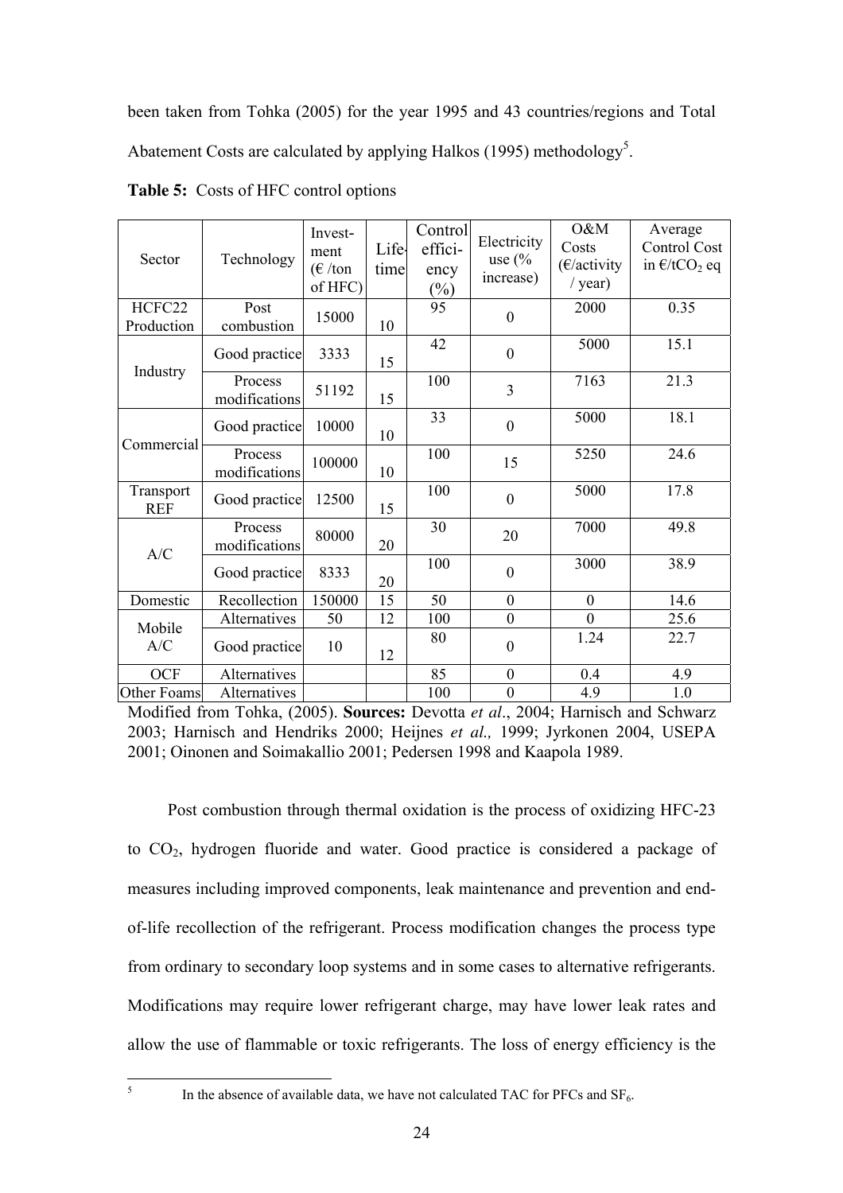been taken from Tohka (2005) for the year 1995 and 43 countries/regions and Total Abatement Costs are calculated by applying Halkos (1995) methodology[5].

**Table 5:** Costs of HFC control options

| Sector | Technology | Investment (€ /ton of HFC) | Lifetime | Control efficiency (%) | Electricity use (% increase) | O&M Costs (€/activity / year) | Average Control Cost in €/t$CO_2$ eq |
|---|---|---|---|---|---|---|---|
| HCFC22 Production | Post combustion | 15000 | 10 | 95 | 0 | 2000 | 0.35 |
| Industry | Good practice | 3333 | 15 | 42 | 0 | 5000 | 15.1 |
| | Process modifications | 51192 | 15 | 100 | 3 | 7163 | 21.3 |
| Commercial | Good practice | 10000 | 10 | 33 | 0 | 5000 | 18.1 |
| | Process modifications | 100000 | 10 | 100 | 15 | 5250 | 24.6 |
| Transport REF | Good practice | 12500 | 15 | 100 | 0 | 5000 | 17.8 |
| A/C | Process modifications | 80000 | 20 | 30 | 20 | 7000 | 49.8 |
| | Good practice | 8333 | 20 | 100 | 0 | 3000 | 38.9 |
| Domestic | Recollection | 150000 | 15 | 50 | 0 | 0 | 14.6 |
| Mobile A/C | Alternatives | 50 | 12 | 100 | 0 | 0 | 25.6 |
| | Good practice | 10 | 12 | 80 | 0 | 1.24 | 22.7 |
| OCF | Alternatives | | | 85 | 0 | 0.4 | 4.9 |
| Other Foams | Alternatives | | | 100 | 0 | 4.9 | 1.0 |

Modified from Tohka, (2005). **Sources:** Devotta *et al*., 2004; Harnisch and Schwarz 2003; Harnisch and Hendriks 2000; Heijnes *et al.,* 1999; Jyrkonen 2004, USEPA 2001; Oinonen and Soimakallio 2001; Pedersen 1998 and Kaapola 1989.

Post combustion through thermal oxidation is the process of oxidizing HFC-23 to $CO_2$, hydrogen fluoride and water. Good practice is considered a package of measures including improved components, leak maintenance and prevention and end-of-life recollection of the refrigerant. Process modification changes the process type from ordinary to secondary loop systems and in some cases to alternative refrigerants. Modifications may require lower refrigerant charge, may have lower leak rates and allow the use of flammable or toxic refrigerants. The loss of energy efficiency is the

[5] In the absence of available data, we have not calculated TAC for PFCs and $SF_6$.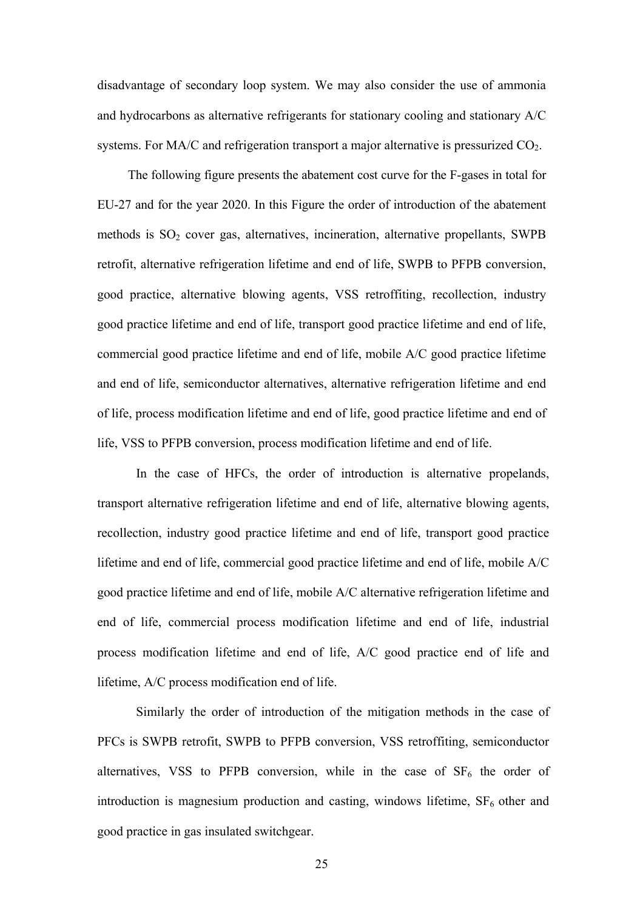disadvantage of secondary loop system. We may also consider the use of ammonia and hydrocarbons as alternative refrigerants for stationary cooling and stationary A/C systems. For MA/C and refrigeration transport a major alternative is pressurized $CO_2$.

The following figure presents the abatement cost curve for the F-gases in total for EU-27 and for the year 2020. In this Figure the order of introduction of the abatement methods is $SO_2$ cover gas, alternatives, incineration, alternative propellants, SWPB retrofit, alternative refrigeration lifetime and end of life, SWPB to PFPB conversion, good practice, alternative blowing agents, VSS retroffiting, recollection, industry good practice lifetime and end of life, transport good practice lifetime and end of life, commercial good practice lifetime and end of life, mobile A/C good practice lifetime and end of life, semiconductor alternatives, alternative refrigeration lifetime and end of life, process modification lifetime and end of life, good practice lifetime and end of life, VSS to PFPB conversion, process modification lifetime and end of life.

In the case of HFCs, the order of introduction is alternative propelands, transport alternative refrigeration lifetime and end of life, alternative blowing agents, recollection, industry good practice lifetime and end of life, transport good practice lifetime and end of life, commercial good practice lifetime and end of life, mobile A/C good practice lifetime and end of life, mobile A/C alternative refrigeration lifetime and end of life, commercial process modification lifetime and end of life, industrial process modification lifetime and end of life, A/C good practice end of life and lifetime, A/C process modification end of life.

Similarly the order of introduction of the mitigation methods in the case of PFCs is SWPB retrofit, SWPB to PFPB conversion, VSS retroffiting, semiconductor alternatives, VSS to PFPB conversion, while in the case of $SF_6$ the order of introduction is magnesium production and casting, windows lifetime, $SF_6$ other and good practice in gas insulated switchgear.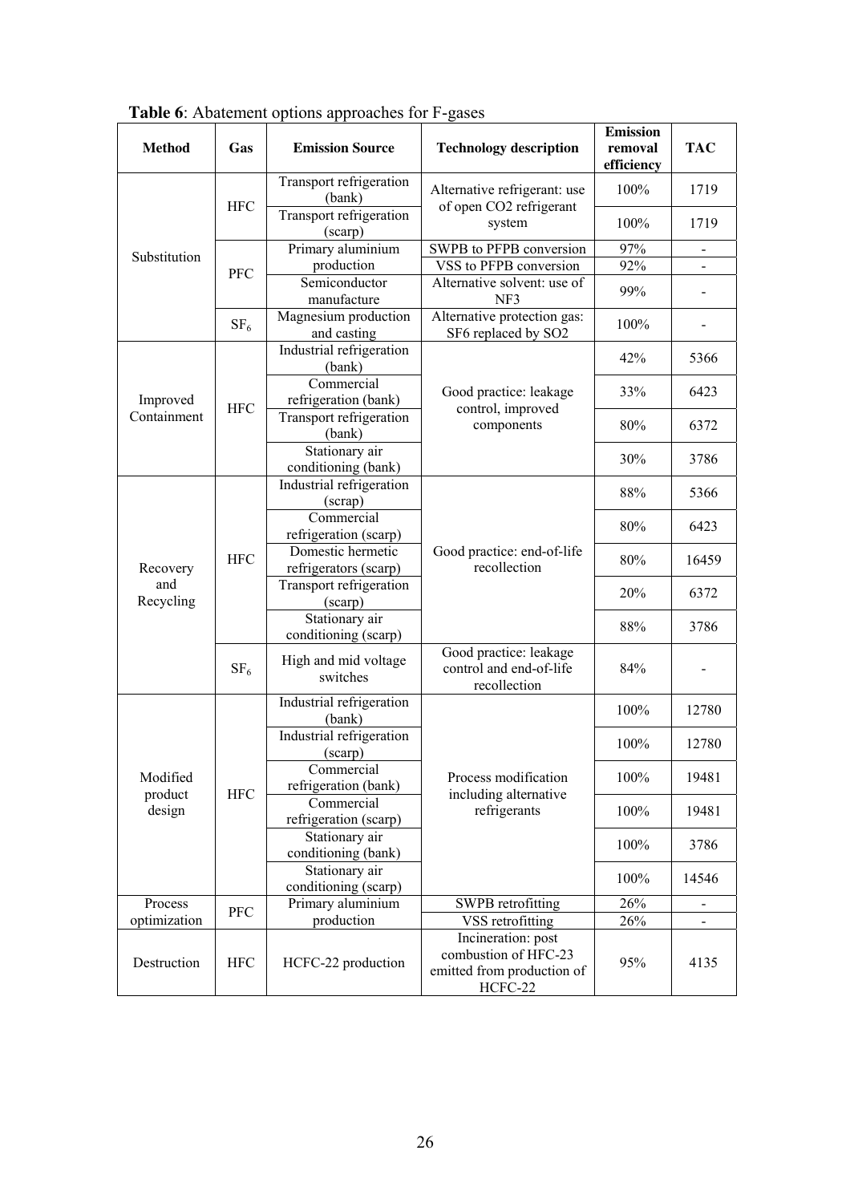**Table 6**: Abatement options approaches for F-gases

| Method | Gas | Emission Source | Technology description | Emission removal efficiency | TAC |
|---|---|---|---|---|---|
| Substitution | HFC | Transport refrigeration (bank) | Alternative refrigerant: use of open CO2 refrigerant system | 100% | 1719 |
| | | Transport refrigeration (scarp) | | 100% | 1719 |
| | PFC | Primary aluminium production | SWPB to PFPB conversion | 97% | - |
| | | | VSS to PFPB conversion | 92% | - |
| | | Semiconductor manufacture | Alternative solvent: use of NF3 | 99% | - |
| | $SF_6$ | Magnesium production and casting | Alternative protection gas: SF6 replaced by SO2 | 100% | - |
| Improved Containment | HFC | Industrial refrigeration (bank) | Good practice: leakage control, improved components | 42% | 5366 |
| | | Commercial refrigeration (bank) | | 33% | 6423 |
| | | Transport refrigeration (bank) | | 80% | 6372 |
| | | Stationary air conditioning (bank) | | 30% | 3786 |
| Recovery and Recycling | HFC | Industrial refrigeration (scrap) | Good practice: end-of-life recollection | 88% | 5366 |
| | | Commercial refrigeration (scarp) | | 80% | 6423 |
| | | Domestic hermetic refrigerators (scarp) | | 80% | 16459 |
| | | Transport refrigeration (scarp) | | 20% | 6372 |
| | | Stationary air conditioning (scarp) | | 88% | 3786 |
| | $SF_6$ | High and mid voltage switches | Good practice: leakage control and end-of-life recollection | 84% | - |
| Modified product design | HFC | Industrial refrigeration (bank) | Process modification including alternative refrigerants | 100% | 12780 |
| | | Industrial refrigeration (scarp) | | 100% | 12780 |
| | | Commercial refrigeration (bank) | | 100% | 19481 |
| | | Commercial refrigeration (scarp) | | 100% | 19481 |
| | | Stationary air conditioning (bank) | | 100% | 3786 |
| | | Stationary air conditioning (scarp) | | 100% | 14546 |
| Process optimization | PFC | Primary aluminium production | SWPB retrofitting | 26% | - |
| | | | VSS retrofitting | 26% | - |
| Destruction | HFC | HCFC-22 production | Incineration: post combustion of HFC-23 emitted from production of HCFC-22 | 95% | 4135 |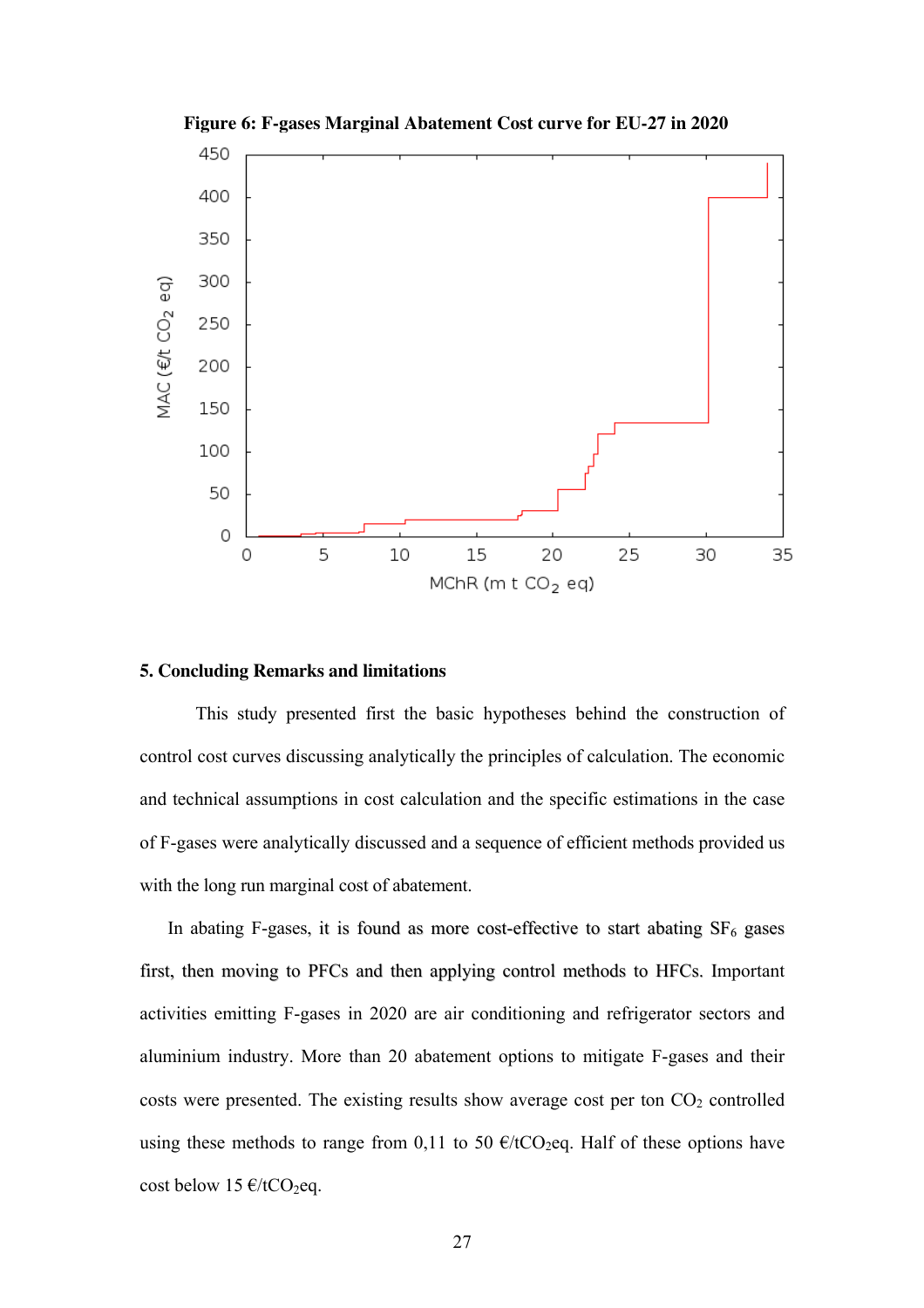**Figure 6: F-gases Marginal Abatement Cost curve for EU-27 in 2020**

MAC (€/t $CO_2$ eq)

450
400
350
300
250
200
150
100
50
0

0 5 10 15 20 25 30 35

MChR (m t $CO_2$ eq)

## 5. Concluding Remarks and limitations

This study presented first the basic hypotheses behind the construction of control cost curves discussing analytically the principles of calculation. The economic and technical assumptions in cost calculation and the specific estimations in the case of F-gases were analytically discussed and a sequence of efficient methods provided us with the long run marginal cost of abatement.

In abating F-gases, it is found as more cost-effective to start abating $SF_6$ gases first, then moving to PFCs and then applying control methods to HFCs. Important activities emitting F-gases in 2020 are air conditioning and refrigerator sectors and aluminium industry. More than 20 abatement options to mitigate F-gases and their costs were presented. The existing results show average cost per ton $CO_2$ controlled using these methods to range from 0,11 to 50 €/t$CO_2$eq. Half of these options have cost below 15 €/t$CO_2$eq.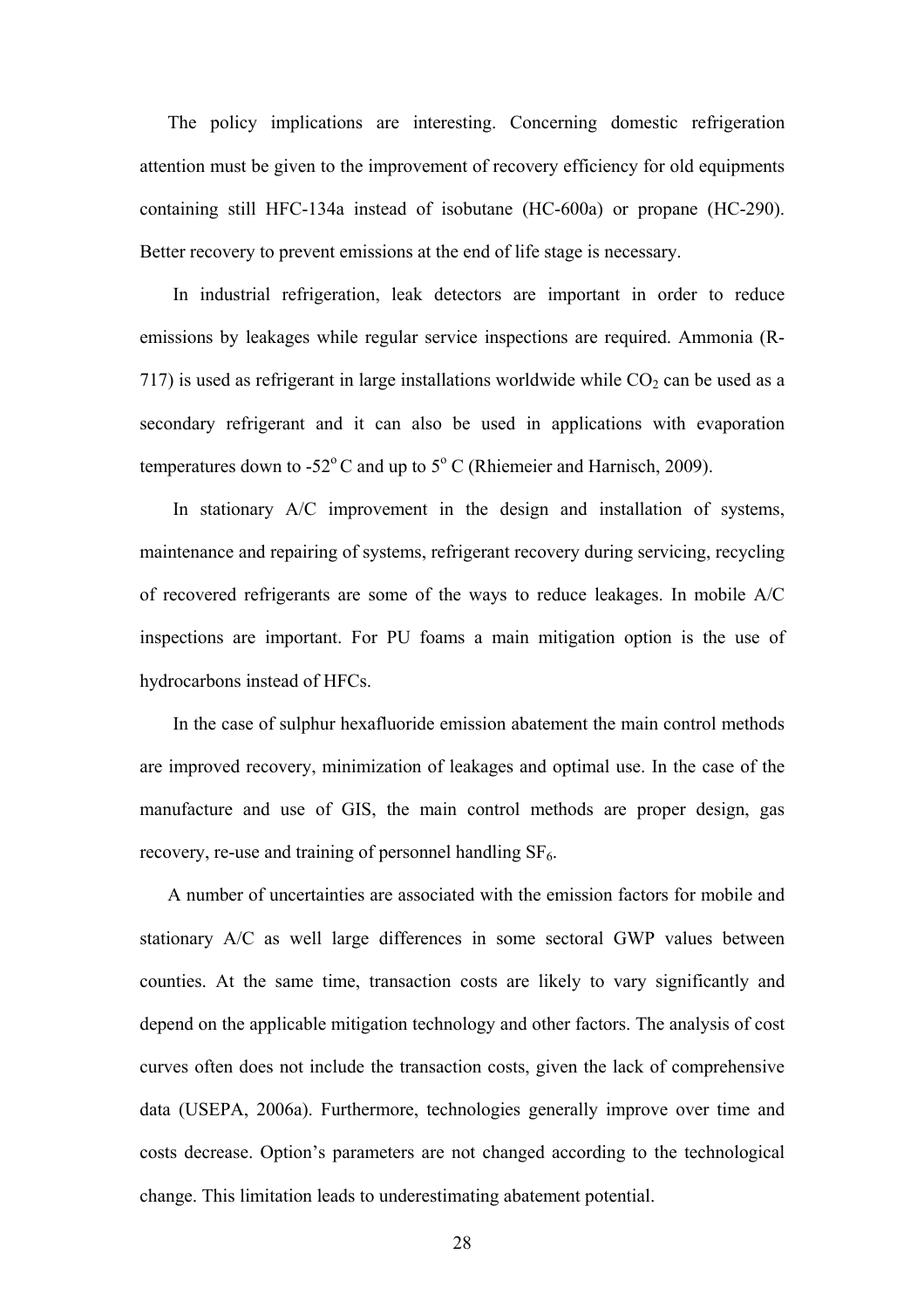The policy implications are interesting. Concerning domestic refrigeration attention must be given to the improvement of recovery efficiency for old equipments containing still HFC-134a instead of isobutane (HC-600a) or propane (HC-290). Better recovery to prevent emissions at the end of life stage is necessary.

In industrial refrigeration, leak detectors are important in order to reduce emissions by leakages while regular service inspections are required. Ammonia (R-717) is used as refrigerant in large installations worldwide while $CO_2$ can be used as a secondary refrigerant and it can also be used in applications with evaporation temperatures down to -52$^o$ C and up to 5$^o$ C (Rhiemeier and Harnisch, 2009).

In stationary A/C improvement in the design and installation of systems, maintenance and repairing of systems, refrigerant recovery during servicing, recycling of recovered refrigerants are some of the ways to reduce leakages. In mobile A/C inspections are important. For PU foams a main mitigation option is the use of hydrocarbons instead of HFCs.

In the case of sulphur hexafluoride emission abatement the main control methods are improved recovery, minimization of leakages and optimal use. In the case of the manufacture and use of GIS, the main control methods are proper design, gas recovery, re-use and training of personnel handling $SF_6$.

A number of uncertainties are associated with the emission factors for mobile and stationary A/C as well large differences in some sectoral GWP values between counties. At the same time, transaction costs are likely to vary significantly and depend on the applicable mitigation technology and other factors. The analysis of cost curves often does not include the transaction costs, given the lack of comprehensive data (USEPA, 2006a). Furthermore, technologies generally improve over time and costs decrease. Option's parameters are not changed according to the technological change. This limitation leads to underestimating abatement potential.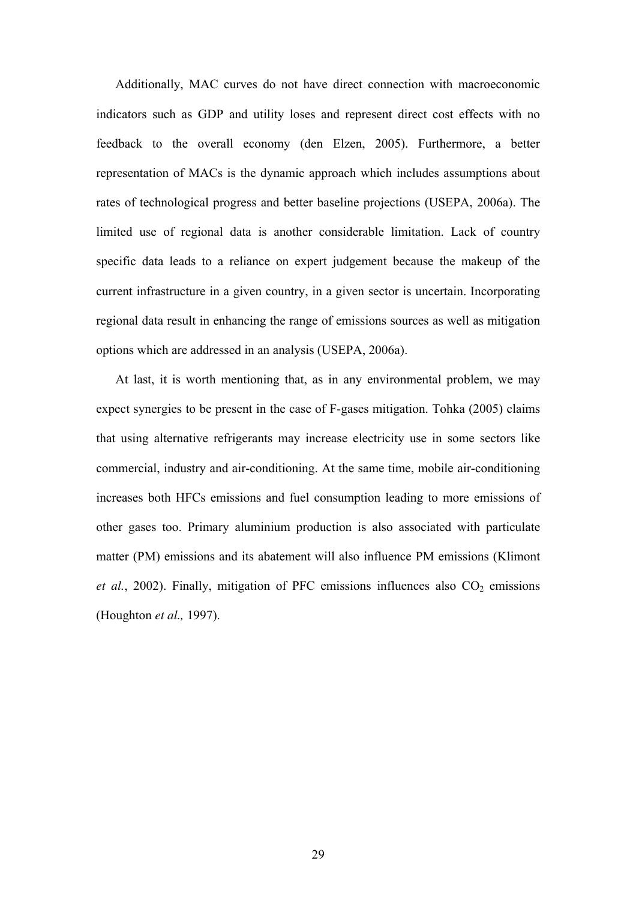Additionally, MAC curves do not have direct connection with macroeconomic indicators such as GDP and utility loses and represent direct cost effects with no feedback to the overall economy (den Elzen, 2005). Furthermore, a better representation of MACs is the dynamic approach which includes assumptions about rates of technological progress and better baseline projections (USEPA, 2006a). The limited use of regional data is another considerable limitation. Lack of country specific data leads to a reliance on expert judgement because the makeup of the current infrastructure in a given country, in a given sector is uncertain. Incorporating regional data result in enhancing the range of emissions sources as well as mitigation options which are addressed in an analysis (USEPA, 2006a).

At last, it is worth mentioning that, as in any environmental problem, we may expect synergies to be present in the case of F-gases mitigation. Tohka (2005) claims that using alternative refrigerants may increase electricity use in some sectors like commercial, industry and air-conditioning. At the same time, mobile air-conditioning increases both HFCs emissions and fuel consumption leading to more emissions of other gases too. Primary aluminium production is also associated with particulate matter (PM) emissions and its abatement will also influence PM emissions (Klimont *et al.*, 2002). Finally, mitigation of PFC emissions influences also $CO_2$ emissions (Houghton *et al.,* 1997).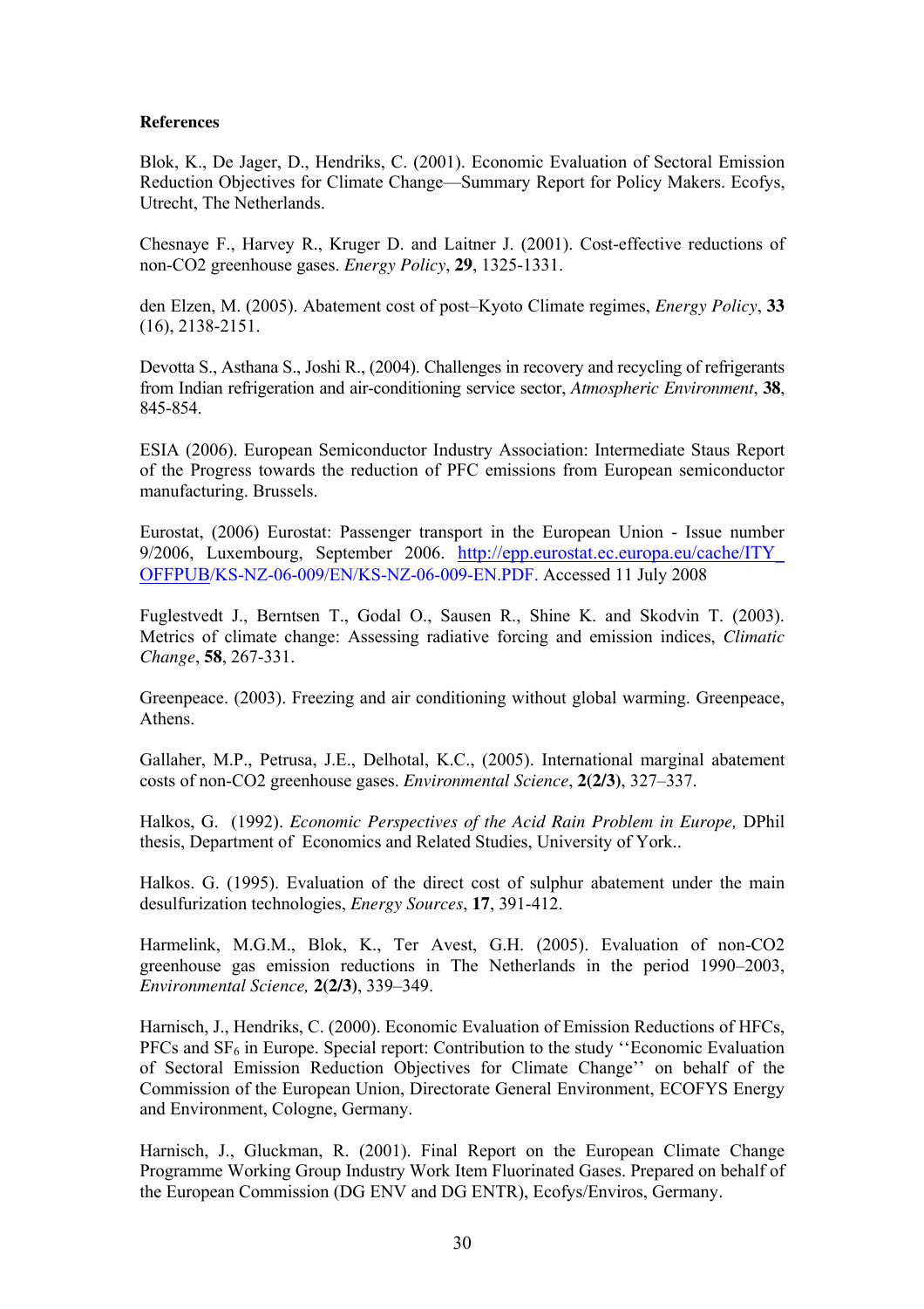**References**

Blok, K., De Jager, D., Hendriks, C. (2001). Economic Evaluation of Sectoral Emission Reduction Objectives for Climate Change—Summary Report for Policy Makers. Ecofys, Utrecht, The Netherlands.

Chesnaye F., Harvey R., Kruger D. and Laitner J. (2001). Cost-effective reductions of non-CO2 greenhouse gases. *Energy Policy*, **29**, 1325-1331.

den Elzen, M. (2005). Abatement cost of post–Kyoto Climate regimes, *Energy Policy*, **33** (16), 2138-2151.

Devotta S., Asthana S., Joshi R., (2004). Challenges in recovery and recycling of refrigerants from Indian refrigeration and air-conditioning service sector, *Atmospheric Environment*, **38**, 845-854.

ESIA (2006). European Semiconductor Industry Association: Intermediate Staus Report of the Progress towards the reduction of PFC emissions from European semiconductor manufacturing. Brussels.

Eurostat, (2006) Eurostat: Passenger transport in the European Union - Issue number 9/2006, Luxembourg, September 2006. http://epp.eurostat.ec.europa.eu/cache/ITY_OFFPUB/KS-NZ-06-009/EN/KS-NZ-06-009-EN.PDF. Accessed 11 July 2008

Fuglestvedt J., Berntsen T., Godal O., Sausen R., Shine K. and Skodvin T. (2003). Metrics of climate change: Assessing radiative forcing and emission indices, *Climatic Change*, **58**, 267-331.

Greenpeace. (2003). Freezing and air conditioning without global warming. Greenpeace, Athens.

Gallaher, M.P., Petrusa, J.E., Delhotal, K.C., (2005). International marginal abatement costs of non-CO2 greenhouse gases. *Environmental Science*, **2(2/3)**, 327–337.

Halkos, G. (1992). *Economic Perspectives of the Acid Rain Problem in Europe,* DPhil thesis, Department of Economics and Related Studies, University of York..

Halkos. G. (1995). Evaluation of the direct cost of sulphur abatement under the main desulfurization technologies, *Energy Sources*, **17**, 391-412.

Harmelink, M.G.M., Blok, K., Ter Avest, G.H. (2005). Evaluation of non-CO2 greenhouse gas emission reductions in The Netherlands in the period 1990–2003, *Environmental Science,* **2(2/3)**, 339–349.

Harnisch, J., Hendriks, C. (2000). Economic Evaluation of Emission Reductions of HFCs, PFCs and $SF_6$ in Europe. Special report: Contribution to the study ''Economic Evaluation of Sectoral Emission Reduction Objectives for Climate Change'' on behalf of the Commission of the European Union, Directorate General Environment, ECOFYS Energy and Environment, Cologne, Germany.

Harnisch, J., Gluckman, R. (2001). Final Report on the European Climate Change Programme Working Group Industry Work Item Fluorinated Gases. Prepared on behalf of the European Commission (DG ENV and DG ENTR), Ecofys/Enviros, Germany.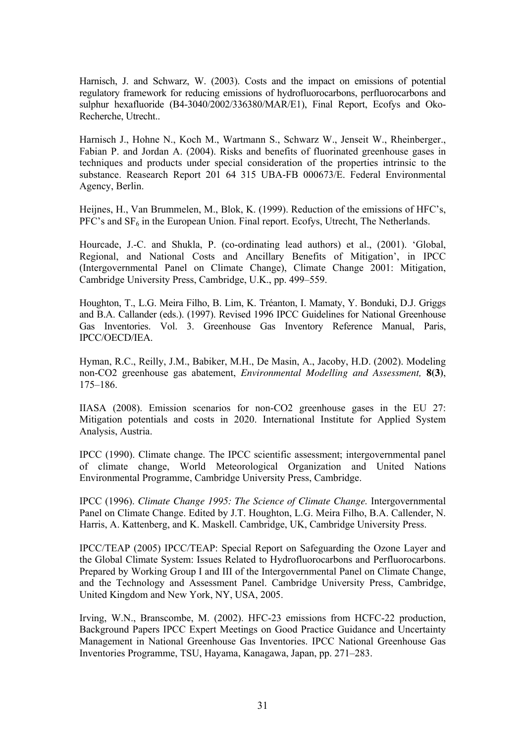Harnisch, J. and Schwarz, W. (2003). Costs and the impact on emissions of potential regulatory framework for reducing emissions of hydrofluorocarbons, perfluorocarbons and sulphur hexafluoride (B4-3040/2002/336380/MAR/E1), Final Report, Ecofys and Oko-Recherche, Utrecht..

Harnisch J., Hohne N., Koch M., Wartmann S., Schwarz W., Jenseit W., Rheinberger., Fabian P. and Jordan A. (2004). Risks and benefits of fluorinated greenhouse gases in techniques and products under special consideration of the properties intrinsic to the substance. Reasearch Report 201 64 315 UBA-FB 000673/E. Federal Environmental Agency, Berlin.

Heijnes, H., Van Brummelen, M., Blok, K. (1999). Reduction of the emissions of HFC's, PFC's and $SF_6$ in the European Union. Final report. Ecofys, Utrecht, The Netherlands.

Hourcade, J.-C. and Shukla, P. (co-ordinating lead authors) et al., (2001). 'Global, Regional, and National Costs and Ancillary Benefits of Mitigation', in IPCC (Intergovernmental Panel on Climate Change), Climate Change 2001: Mitigation, Cambridge University Press, Cambridge, U.K., pp. 499–559.

Houghton, T., L.G. Meira Filho, B. Lim, K. Tréanton, I. Mamaty, Y. Bonduki, D.J. Griggs and B.A. Callander (eds.). (1997). Revised 1996 IPCC Guidelines for National Greenhouse Gas Inventories. Vol. 3. Greenhouse Gas Inventory Reference Manual, Paris, IPCC/OECD/IEA.

Hyman, R.C., Reilly, J.M., Babiker, M.H., De Masin, A., Jacoby, H.D. (2002). Modeling non-CO2 greenhouse gas abatement, *Environmental Modelling and Assessment,* **8(3)**, 175–186.

IIASA (2008). Emission scenarios for non-CO2 greenhouse gases in the EU 27: Mitigation potentials and costs in 2020. International Institute for Applied System Analysis, Austria.

IPCC (1990). Climate change. The IPCC scientific assessment; intergovernmental panel of climate change, World Meteorological Organization and United Nations Environmental Programme, Cambridge University Press, Cambridge.

IPCC (1996). *Climate Change 1995: The Science of Climate Change.* Intergovernmental Panel on Climate Change. Edited by J.T. Houghton, L.G. Meira Filho, B.A. Callender, N. Harris, A. Kattenberg, and K. Maskell. Cambridge, UK, Cambridge University Press.

IPCC/TEAP (2005) IPCC/TEAP: Special Report on Safeguarding the Ozone Layer and the Global Climate System: Issues Related to Hydrofluorocarbons and Perfluorocarbons. Prepared by Working Group I and III of the Intergovernmental Panel on Climate Change, and the Technology and Assessment Panel. Cambridge University Press, Cambridge, United Kingdom and New York, NY, USA, 2005.

Irving, W.N., Branscombe, M. (2002). HFC-23 emissions from HCFC-22 production, Background Papers IPCC Expert Meetings on Good Practice Guidance and Uncertainty Management in National Greenhouse Gas Inventories. IPCC National Greenhouse Gas Inventories Programme, TSU, Hayama, Kanagawa, Japan, pp. 271–283.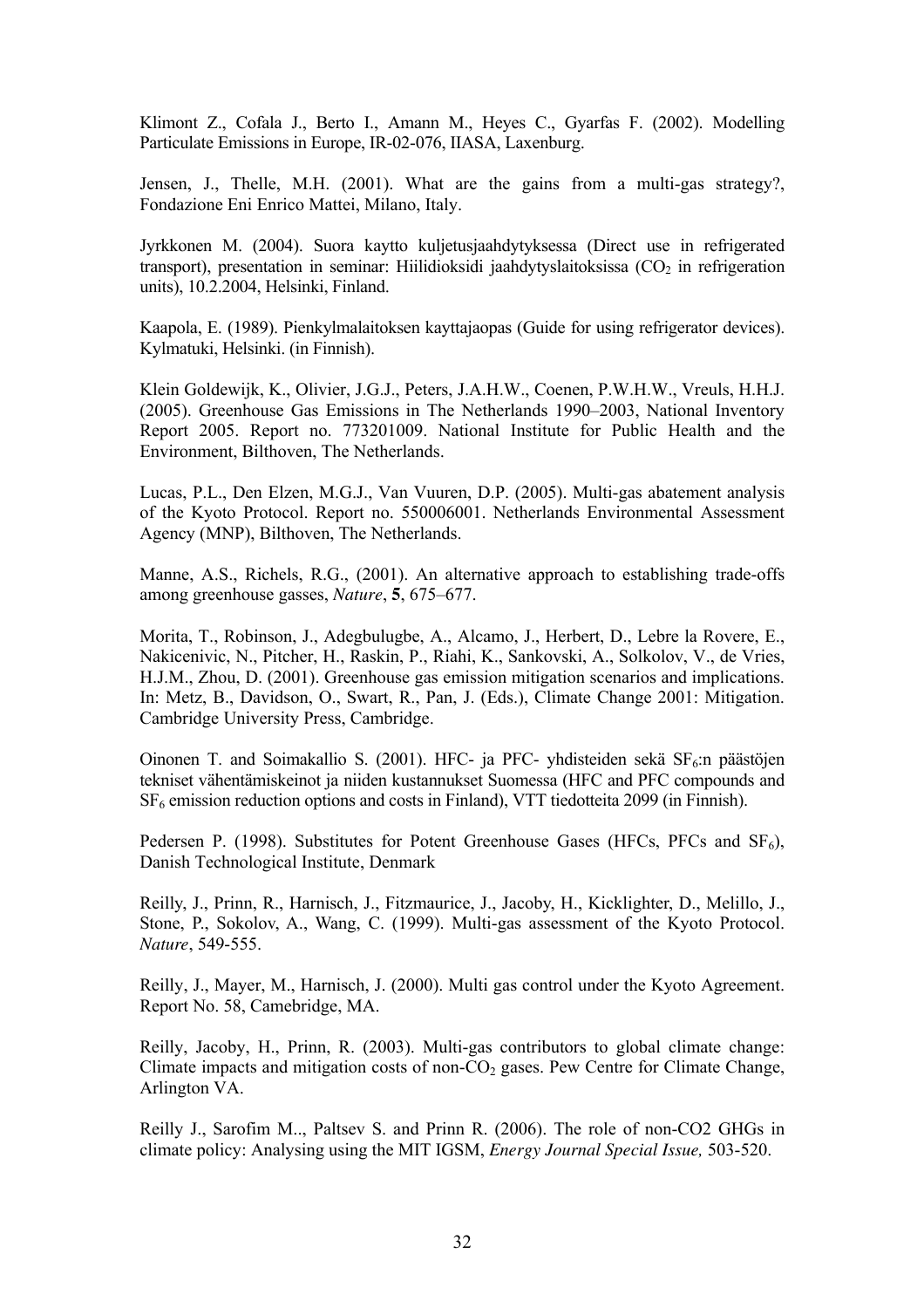Klimont Z., Cofala J., Berto I., Amann M., Heyes C., Gyarfas F. (2002). Modelling Particulate Emissions in Europe, IR-02-076, IIASA, Laxenburg.

Jensen, J., Thelle, M.H. (2001). What are the gains from a multi-gas strategy?, Fondazione Eni Enrico Mattei, Milano, Italy.

Jyrkkonen M. (2004). Suora kaytto kuljetusjaahdytyksessa (Direct use in refrigerated transport), presentation in seminar: Hiilidioksidi jaahdytyslaitoksissa ($CO_2$ in refrigeration units), 10.2.2004, Helsinki, Finland.

Kaapola, E. (1989). Pienkylmalaitoksen kayttajaopas (Guide for using refrigerator devices). Kylmatuki, Helsinki. (in Finnish).

Klein Goldewijk, K., Olivier, J.G.J., Peters, J.A.H.W., Coenen, P.W.H.W., Vreuls, H.H.J. (2005). Greenhouse Gas Emissions in The Netherlands 1990–2003, National Inventory Report 2005. Report no. 773201009. National Institute for Public Health and the Environment, Bilthoven, The Netherlands.

Lucas, P.L., Den Elzen, M.G.J., Van Vuuren, D.P. (2005). Multi-gas abatement analysis of the Kyoto Protocol. Report no. 550006001. Netherlands Environmental Assessment Agency (MNP), Bilthoven, The Netherlands.

Manne, A.S., Richels, R.G., (2001). An alternative approach to establishing trade-offs among greenhouse gasses, *Nature*, **5**, 675–677.

Morita, T., Robinson, J., Adegbulugbe, A., Alcamo, J., Herbert, D., Lebre la Rovere, E., Nakicenivic, N., Pitcher, H., Raskin, P., Riahi, K., Sankovski, A., Solkolov, V., de Vries, H.J.M., Zhou, D. (2001). Greenhouse gas emission mitigation scenarios and implications. In: Metz, B., Davidson, O., Swart, R., Pan, J. (Eds.), Climate Change 2001: Mitigation. Cambridge University Press, Cambridge.

Oinonen T. and Soimakallio S. (2001). HFC- ja PFC- yhdisteiden sekä $SF_6$:n päästöjen tekniset vähentämiskeinot ja niiden kustannukset Suomessa (HFC and PFC compounds and $SF_6$ emission reduction options and costs in Finland), VTT tiedotteita 2099 (in Finnish).

Pedersen P. (1998). Substitutes for Potent Greenhouse Gases (HFCs, PFCs and $SF_6$), Danish Technological Institute, Denmark

Reilly, J., Prinn, R., Harnisch, J., Fitzmaurice, J., Jacoby, H., Kicklighter, D., Melillo, J., Stone, P., Sokolov, A., Wang, C. (1999). Multi-gas assessment of the Kyoto Protocol. *Nature*, 549-555.

Reilly, J., Mayer, M., Harnisch, J. (2000). Multi gas control under the Kyoto Agreement. Report No. 58, Camebridge, MA.

Reilly, Jacoby, H., Prinn, R. (2003). Multi-gas contributors to global climate change: Climate impacts and mitigation costs of non-$CO_2$ gases. Pew Centre for Climate Change, Arlington VA.

Reilly J., Sarofim M.., Paltsev S. and Prinn R. (2006). The role of non-CO2 GHGs in climate policy: Analysing using the MIT IGSM, *Energy Journal Special Issue,* 503-520.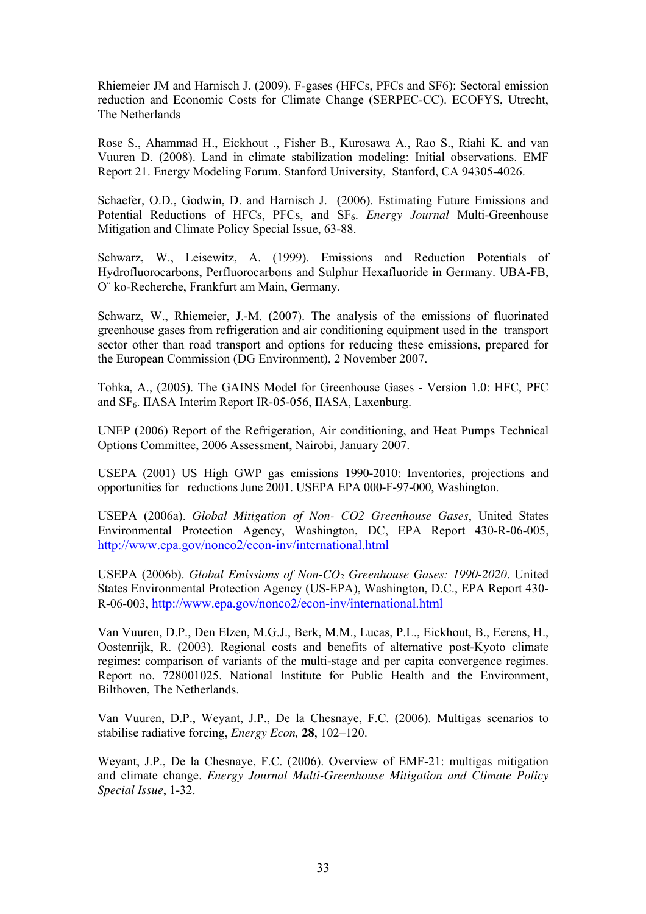Rhiemeier JM and Harnisch J. (2009). F-gases (HFCs, PFCs and SF6): Sectoral emission reduction and Economic Costs for Climate Change (SERPEC-CC). ECOFYS, Utrecht, The Netherlands

Rose S., Ahammad H., Eickhout ., Fisher B., Kurosawa A., Rao S., Riahi K. and van Vuuren D. (2008). Land in climate stabilization modeling: Initial observations. EMF Report 21. Energy Modeling Forum. Stanford University, Stanford, CA 94305-4026.

Schaefer, O.D., Godwin, D. and Harnisch J. (2006). Estimating Future Emissions and Potential Reductions of HFCs, PFCs, and $SF_6$. *Energy Journal* Multi-Greenhouse Mitigation and Climate Policy Special Issue, 63-88.

Schwarz, W., Leisewitz, A. (1999). Emissions and Reduction Potentials of Hydrofluorocarbons, Perfluorocarbons and Sulphur Hexafluoride in Germany. UBA-FB, O¨ ko-Recherche, Frankfurt am Main, Germany.

Schwarz, W., Rhiemeier, J.-M. (2007). The analysis of the emissions of fluorinated greenhouse gases from refrigeration and air conditioning equipment used in the transport sector other than road transport and options for reducing these emissions, prepared for the European Commission (DG Environment), 2 November 2007.

Tohka, A., (2005). The GAINS Model for Greenhouse Gases - Version 1.0: HFC, PFC and $SF_6$. IIASA Interim Report IR-05-056, IIASA, Laxenburg.

UNEP (2006) Report of the Refrigeration, Air conditioning, and Heat Pumps Technical Options Committee, 2006 Assessment, Nairobi, January 2007.

USEPA (2001) US High GWP gas emissions 1990-2010: Inventories, projections and opportunities for reductions June 2001. USEPA EPA 000-F-97-000, Washington.

USEPA (2006a). *Global Mitigation of Non- CO2 Greenhouse Gases*, United States Environmental Protection Agency, Washington, DC, EPA Report 430-R-06-005, http://www.epa.gov/nonco2/econ-inv/international.html

USEPA (2006b). *Global Emissions of Non-$CO_2$ Greenhouse Gases: 1990-2020*. United States Environmental Protection Agency (US-EPA), Washington, D.C., EPA Report 430-R-06-003, http://www.epa.gov/nonco2/econ-inv/international.html

Van Vuuren, D.P., Den Elzen, M.G.J., Berk, M.M., Lucas, P.L., Eickhout, B., Eerens, H., Oostenrijk, R. (2003). Regional costs and benefits of alternative post-Kyoto climate regimes: comparison of variants of the multi-stage and per capita convergence regimes. Report no. 728001025. National Institute for Public Health and the Environment, Bilthoven, The Netherlands.

Van Vuuren, D.P., Weyant, J.P., De la Chesnaye, F.C. (2006). Multigas scenarios to stabilise radiative forcing, *Energy Econ,* **28**, 102–120.

Weyant, J.P., De la Chesnaye, F.C. (2006). Overview of EMF-21: multigas mitigation and climate change. *Energy Journal Multi-Greenhouse Mitigation and Climate Policy Special Issue*, 1-32.